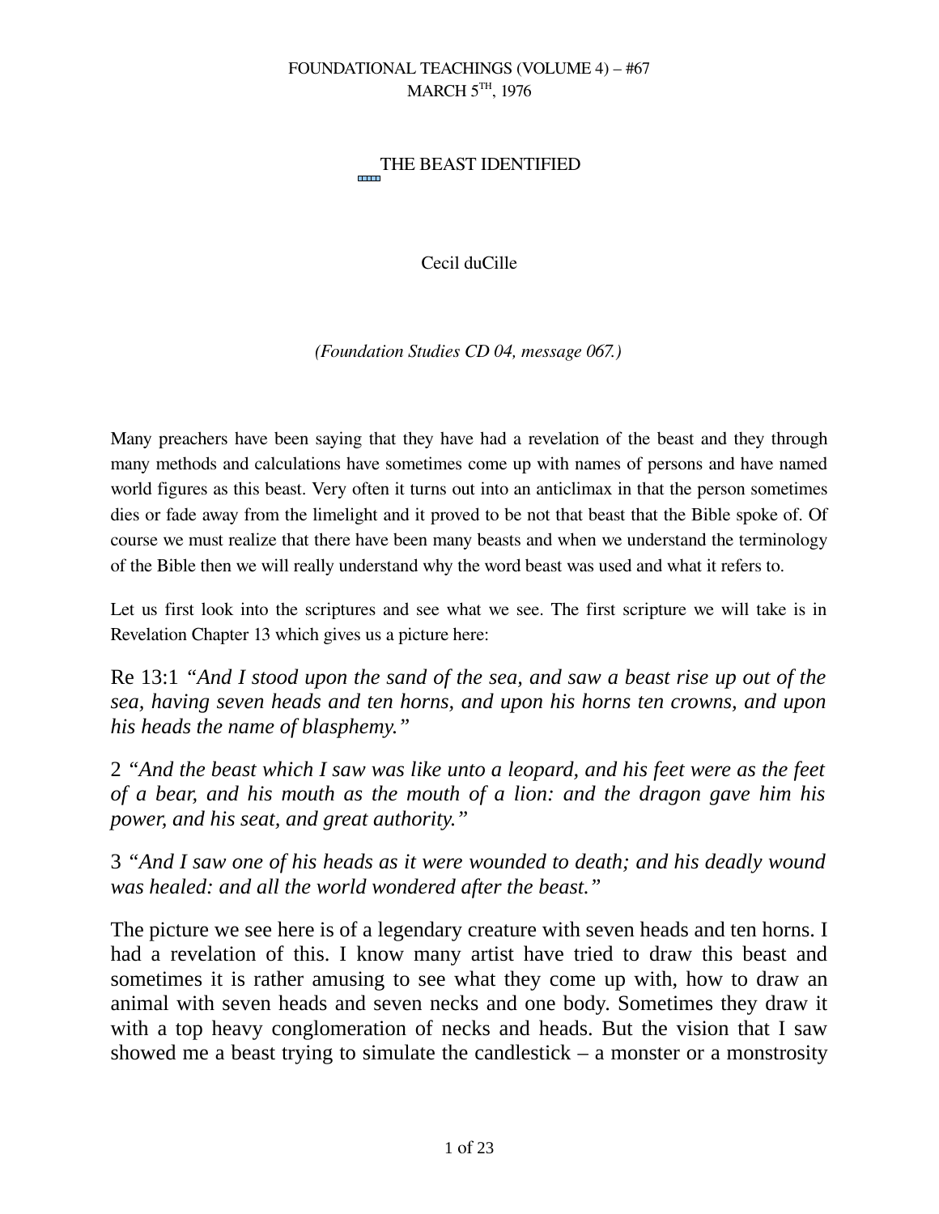FOUNDATIONAL TEACHINGS (VOLUME 4) – #67
MARCH 5TH, 1976

# THE BEAST IDENTIFIED

Cecil duCille

*(Foundation Studies CD 04, message 067.)*

Many preachers have been saying that they have had a revelation of the beast and they through many methods and calculations have sometimes come up with names of persons and have named world figures as this beast. Very often it turns out into an anticlimax in that the person sometimes dies or fade away from the limelight and it proved to be not that beast that the Bible spoke of. Of course we must realize that there have been many beasts and when we understand the terminology of the Bible then we will really understand why the word beast was used and what it refers to.

Let us first look into the scriptures and see what we see. The first scripture we will take is in Revelation Chapter 13 which gives us a picture here:

Re 13:1 *"And I stood upon the sand of the sea, and saw a beast rise up out of the sea, having seven heads and ten horns, and upon his horns ten crowns, and upon his heads the name of blasphemy."*

2 *"And the beast which I saw was like unto a leopard, and his feet were as the feet of a bear, and his mouth as the mouth of a lion: and the dragon gave him his power, and his seat, and great authority."*

3 *"And I saw one of his heads as it were wounded to death; and his deadly wound was healed: and all the world wondered after the beast."*

The picture we see here is of a legendary creature with seven heads and ten horns. I had a revelation of this. I know many artist have tried to draw this beast and sometimes it is rather amusing to see what they come up with, how to draw an animal with seven heads and seven necks and one body. Sometimes they draw it with a top heavy conglomeration of necks and heads. But the vision that I saw showed me a beast trying to simulate the candlestick – a monster or a monstrosity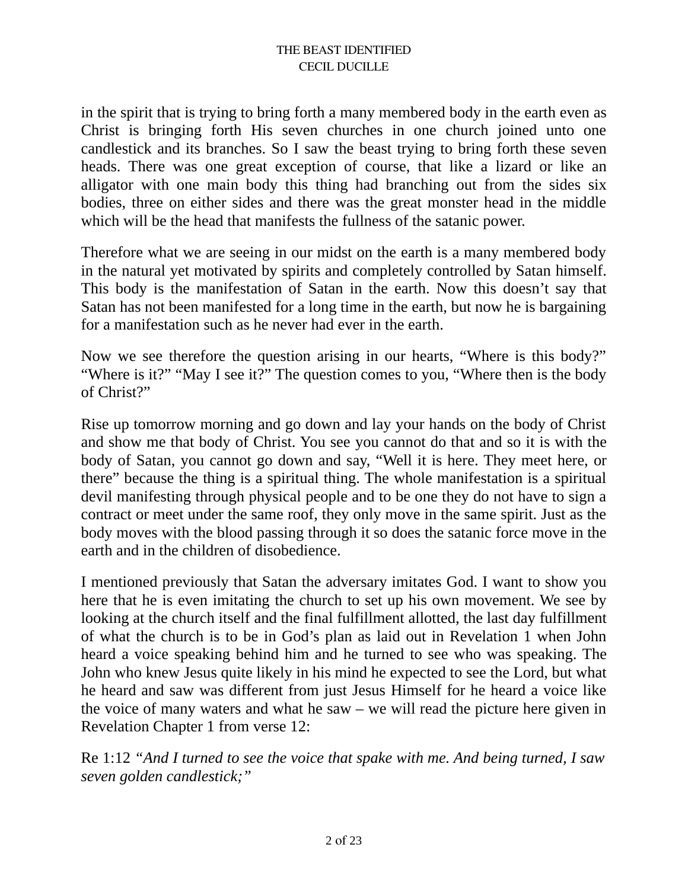in the spirit that is trying to bring forth a many membered body in the earth even as Christ is bringing forth His seven churches in one church joined unto one candlestick and its branches. So I saw the beast trying to bring forth these seven heads. There was one great exception of course, that like a lizard or like an alligator with one main body this thing had branching out from the sides six bodies, three on either sides and there was the great monster head in the middle which will be the head that manifests the fullness of the satanic power.

Therefore what we are seeing in our midst on the earth is a many membered body in the natural yet motivated by spirits and completely controlled by Satan himself. This body is the manifestation of Satan in the earth. Now this doesn't say that Satan has not been manifested for a long time in the earth, but now he is bargaining for a manifestation such as he never had ever in the earth.

Now we see therefore the question arising in our hearts, "Where is this body?" "Where is it?" "May I see it?" The question comes to you, "Where then is the body of Christ?"

Rise up tomorrow morning and go down and lay your hands on the body of Christ and show me that body of Christ. You see you cannot do that and so it is with the body of Satan, you cannot go down and say, "Well it is here. They meet here, or there" because the thing is a spiritual thing. The whole manifestation is a spiritual devil manifesting through physical people and to be one they do not have to sign a contract or meet under the same roof, they only move in the same spirit. Just as the body moves with the blood passing through it so does the satanic force move in the earth and in the children of disobedience.

I mentioned previously that Satan the adversary imitates God. I want to show you here that he is even imitating the church to set up his own movement. We see by looking at the church itself and the final fulfillment allotted, the last day fulfillment of what the church is to be in God's plan as laid out in Revelation 1 when John heard a voice speaking behind him and he turned to see who was speaking. The John who knew Jesus quite likely in his mind he expected to see the Lord, but what he heard and saw was different from just Jesus Himself for he heard a voice like the voice of many waters and what he saw – we will read the picture here given in Revelation Chapter 1 from verse 12:

Re 1:12 *"And I turned to see the voice that spake with me. And being turned, I saw seven golden candlestick;"*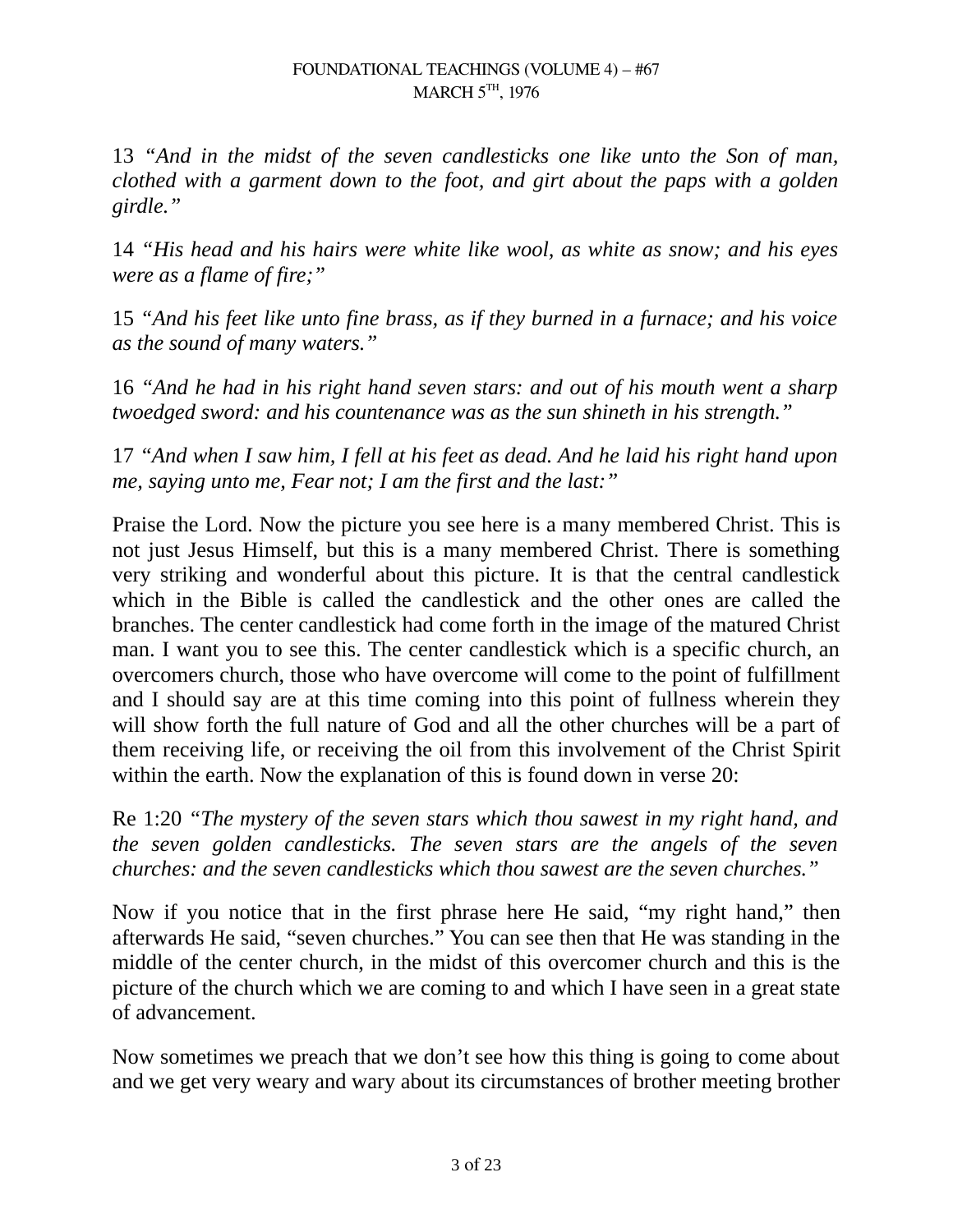13 *"And in the midst of the seven candlesticks one like unto the Son of man, clothed with a garment down to the foot, and girt about the paps with a golden girdle."*

14 *"His head and his hairs were white like wool, as white as snow; and his eyes were as a flame of fire;"*

15 *"And his feet like unto fine brass, as if they burned in a furnace; and his voice as the sound of many waters."*

16 *"And he had in his right hand seven stars: and out of his mouth went a sharp twoedged sword: and his countenance was as the sun shineth in his strength."*

17 *"And when I saw him, I fell at his feet as dead. And he laid his right hand upon me, saying unto me, Fear not; I am the first and the last:"*

Praise the Lord. Now the picture you see here is a many membered Christ. This is not just Jesus Himself, but this is a many membered Christ. There is something very striking and wonderful about this picture. It is that the central candlestick which in the Bible is called the candlestick and the other ones are called the branches. The center candlestick had come forth in the image of the matured Christ man. I want you to see this. The center candlestick which is a specific church, an overcomers church, those who have overcome will come to the point of fulfillment and I should say are at this time coming into this point of fullness wherein they will show forth the full nature of God and all the other churches will be a part of them receiving life, or receiving the oil from this involvement of the Christ Spirit within the earth. Now the explanation of this is found down in verse 20:

Re 1:20 *"The mystery of the seven stars which thou sawest in my right hand, and the seven golden candlesticks. The seven stars are the angels of the seven churches: and the seven candlesticks which thou sawest are the seven churches."*

Now if you notice that in the first phrase here He said, "my right hand," then afterwards He said, "seven churches." You can see then that He was standing in the middle of the center church, in the midst of this overcomer church and this is the picture of the church which we are coming to and which I have seen in a great state of advancement.

Now sometimes we preach that we don't see how this thing is going to come about and we get very weary and wary about its circumstances of brother meeting brother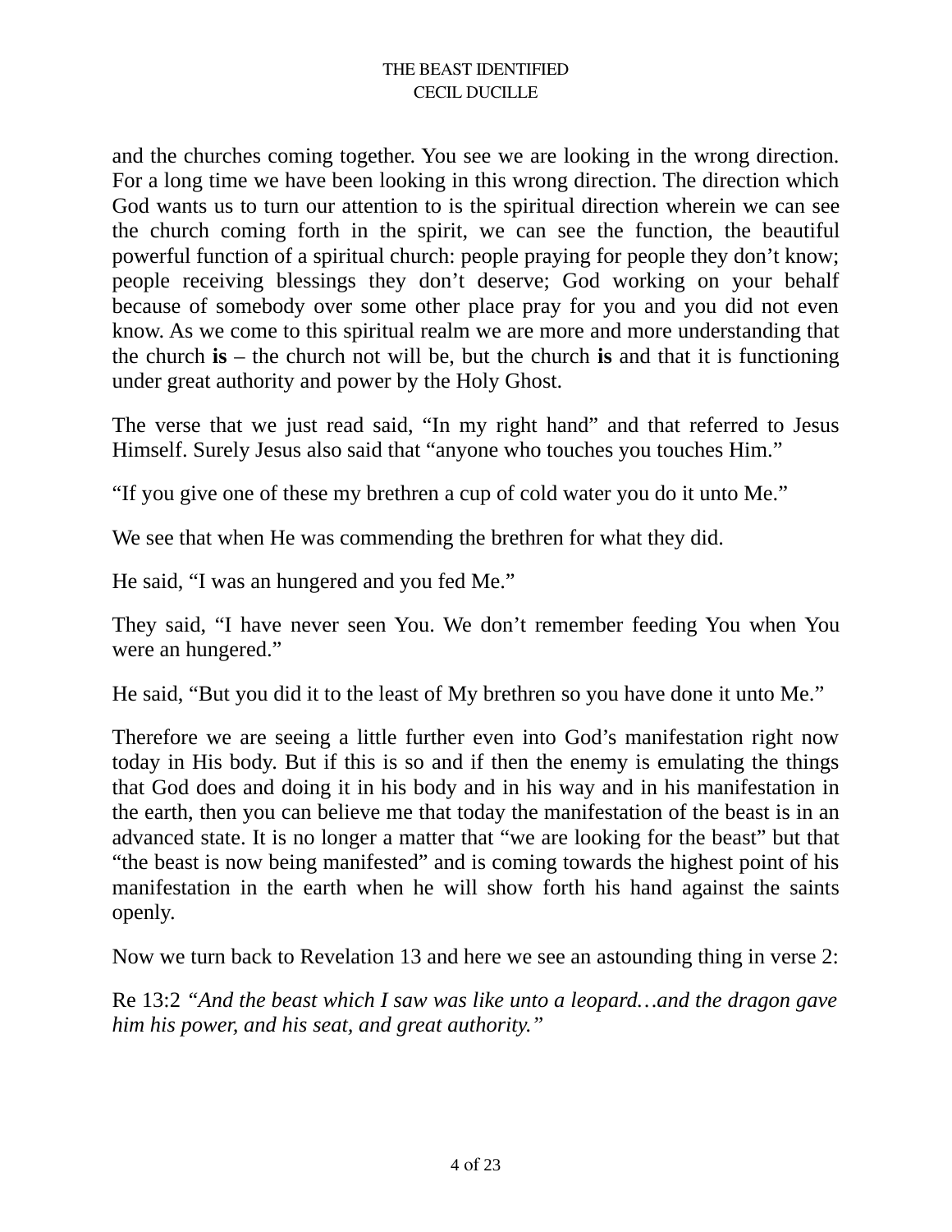and the churches coming together. You see we are looking in the wrong direction. For a long time we have been looking in this wrong direction. The direction which God wants us to turn our attention to is the spiritual direction wherein we can see the church coming forth in the spirit, we can see the function, the beautiful powerful function of a spiritual church: people praying for people they don't know; people receiving blessings they don't deserve; God working on your behalf because of somebody over some other place pray for you and you did not even know. As we come to this spiritual realm we are more and more understanding that the church **is** – the church not will be, but the church **is** and that it is functioning under great authority and power by the Holy Ghost.

The verse that we just read said, "In my right hand" and that referred to Jesus Himself. Surely Jesus also said that "anyone who touches you touches Him."

"If you give one of these my brethren a cup of cold water you do it unto Me."

We see that when He was commending the brethren for what they did.

He said, "I was an hungered and you fed Me."

They said, "I have never seen You. We don't remember feeding You when You were an hungered."

He said, "But you did it to the least of My brethren so you have done it unto Me."

Therefore we are seeing a little further even into God's manifestation right now today in His body. But if this is so and if then the enemy is emulating the things that God does and doing it in his body and in his way and in his manifestation in the earth, then you can believe me that today the manifestation of the beast is in an advanced state. It is no longer a matter that "we are looking for the beast" but that "the beast is now being manifested" and is coming towards the highest point of his manifestation in the earth when he will show forth his hand against the saints openly.

Now we turn back to Revelation 13 and here we see an astounding thing in verse 2:

Re 13:2 *"And the beast which I saw was like unto a leopard…and the dragon gave him his power, and his seat, and great authority."*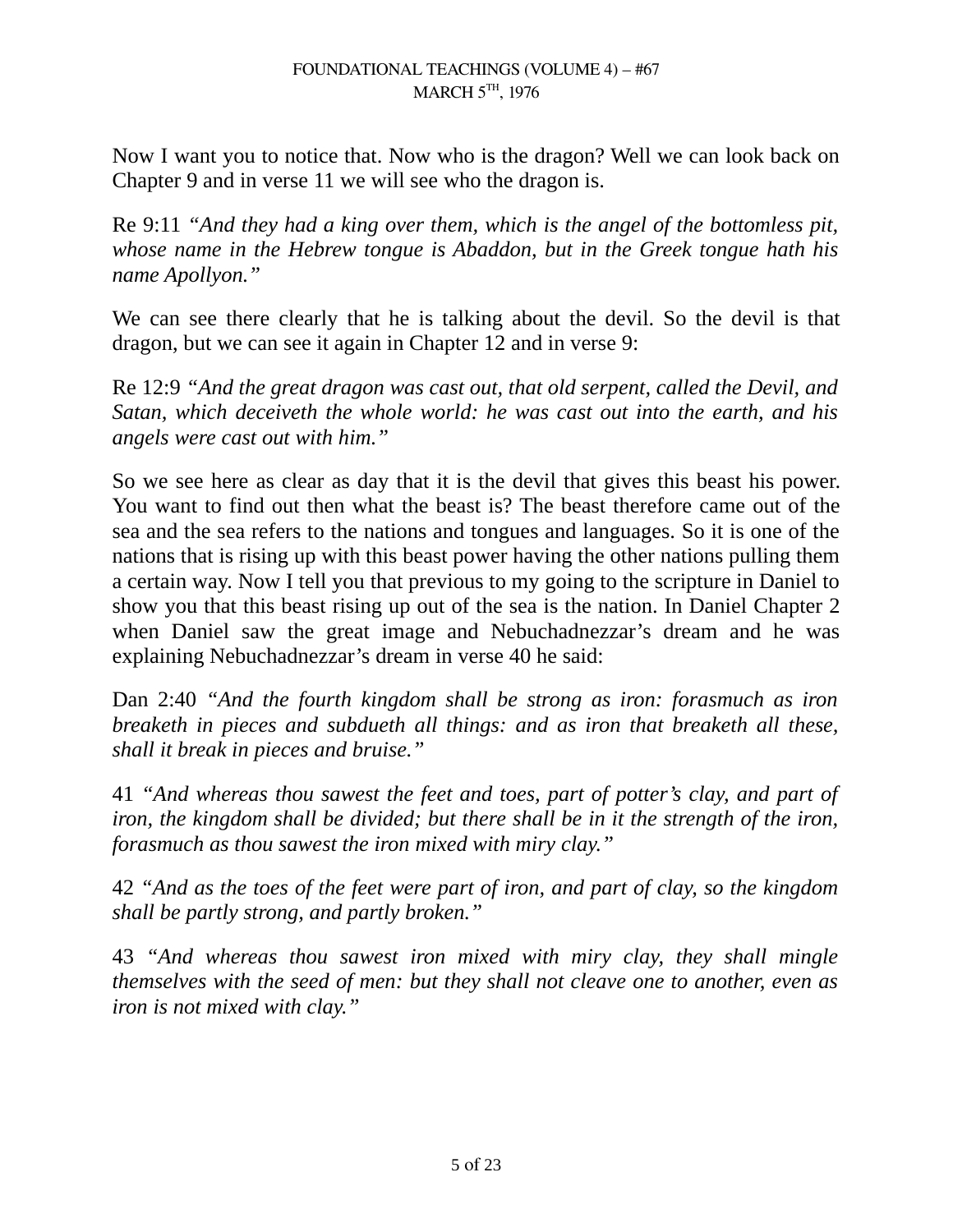Now I want you to notice that. Now who is the dragon? Well we can look back on Chapter 9 and in verse 11 we will see who the dragon is.

Re 9:11 *"And they had a king over them, which is the angel of the bottomless pit, whose name in the Hebrew tongue is Abaddon, but in the Greek tongue hath his name Apollyon."*

We can see there clearly that he is talking about the devil. So the devil is that dragon, but we can see it again in Chapter 12 and in verse 9:

Re 12:9 *"And the great dragon was cast out, that old serpent, called the Devil, and Satan, which deceiveth the whole world: he was cast out into the earth, and his angels were cast out with him."*

So we see here as clear as day that it is the devil that gives this beast his power. You want to find out then what the beast is? The beast therefore came out of the sea and the sea refers to the nations and tongues and languages. So it is one of the nations that is rising up with this beast power having the other nations pulling them a certain way. Now I tell you that previous to my going to the scripture in Daniel to show you that this beast rising up out of the sea is the nation. In Daniel Chapter 2 when Daniel saw the great image and Nebuchadnezzar's dream and he was explaining Nebuchadnezzar's dream in verse 40 he said:

Dan 2:40 *"And the fourth kingdom shall be strong as iron: forasmuch as iron breaketh in pieces and subdueth all things: and as iron that breaketh all these, shall it break in pieces and bruise."*

41 *"And whereas thou sawest the feet and toes, part of potter's clay, and part of iron, the kingdom shall be divided; but there shall be in it the strength of the iron, forasmuch as thou sawest the iron mixed with miry clay."*

42 *"And as the toes of the feet were part of iron, and part of clay, so the kingdom shall be partly strong, and partly broken."*

43 *"And whereas thou sawest iron mixed with miry clay, they shall mingle themselves with the seed of men: but they shall not cleave one to another, even as iron is not mixed with clay."*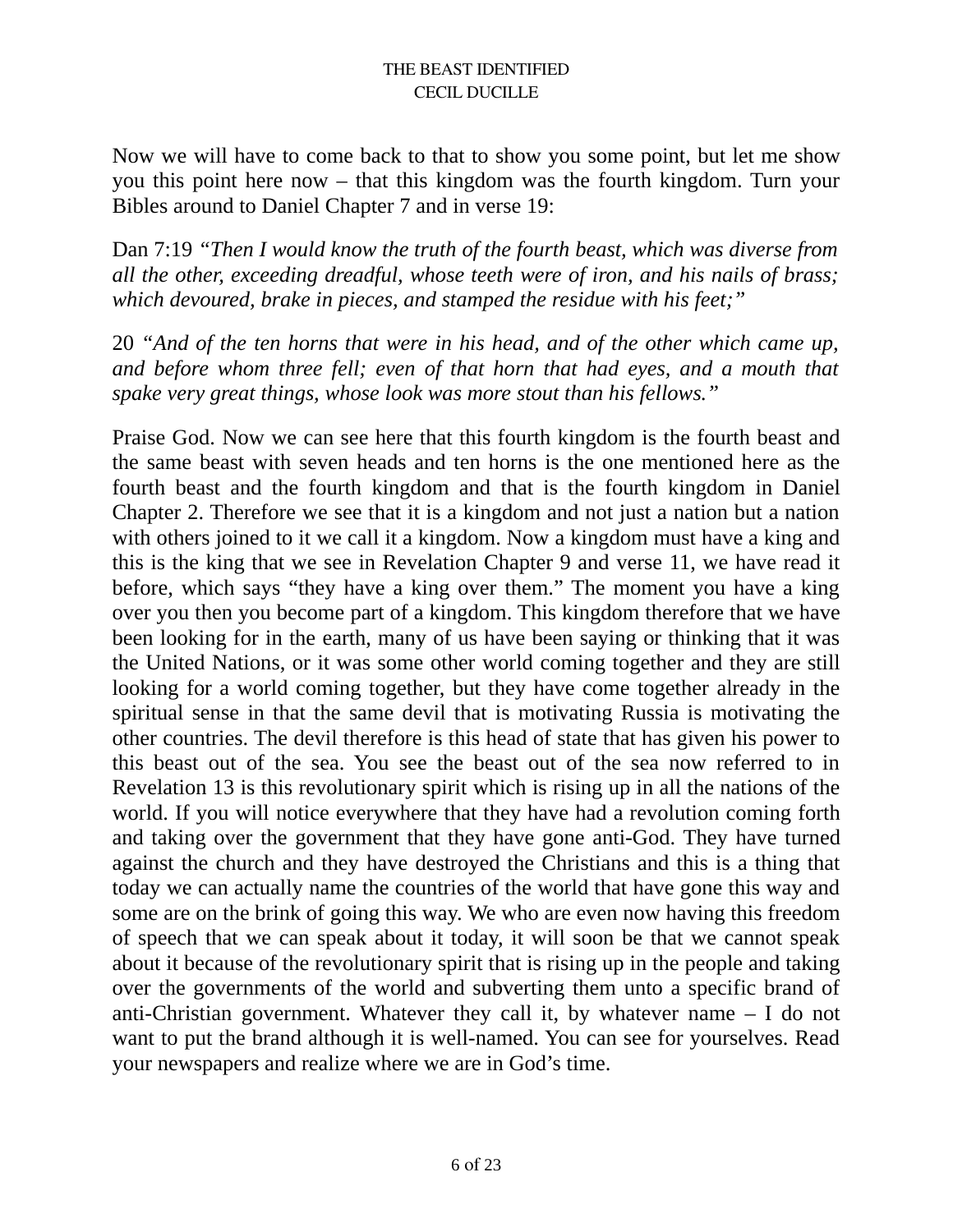Now we will have to come back to that to show you some point, but let me show you this point here now – that this kingdom was the fourth kingdom. Turn your Bibles around to Daniel Chapter 7 and in verse 19:

Dan 7:19 *"Then I would know the truth of the fourth beast, which was diverse from all the other, exceeding dreadful, whose teeth were of iron, and his nails of brass; which devoured, brake in pieces, and stamped the residue with his feet;"*

20 *"And of the ten horns that were in his head, and of the other which came up, and before whom three fell; even of that horn that had eyes, and a mouth that spake very great things, whose look was more stout than his fellows."*

Praise God. Now we can see here that this fourth kingdom is the fourth beast and the same beast with seven heads and ten horns is the one mentioned here as the fourth beast and the fourth kingdom and that is the fourth kingdom in Daniel Chapter 2. Therefore we see that it is a kingdom and not just a nation but a nation with others joined to it we call it a kingdom. Now a kingdom must have a king and this is the king that we see in Revelation Chapter 9 and verse 11, we have read it before, which says "they have a king over them." The moment you have a king over you then you become part of a kingdom. This kingdom therefore that we have been looking for in the earth, many of us have been saying or thinking that it was the United Nations, or it was some other world coming together and they are still looking for a world coming together, but they have come together already in the spiritual sense in that the same devil that is motivating Russia is motivating the other countries. The devil therefore is this head of state that has given his power to this beast out of the sea. You see the beast out of the sea now referred to in Revelation 13 is this revolutionary spirit which is rising up in all the nations of the world. If you will notice everywhere that they have had a revolution coming forth and taking over the government that they have gone anti-God. They have turned against the church and they have destroyed the Christians and this is a thing that today we can actually name the countries of the world that have gone this way and some are on the brink of going this way. We who are even now having this freedom of speech that we can speak about it today, it will soon be that we cannot speak about it because of the revolutionary spirit that is rising up in the people and taking over the governments of the world and subverting them unto a specific brand of anti-Christian government. Whatever they call it, by whatever name – I do not want to put the brand although it is well-named. You can see for yourselves. Read your newspapers and realize where we are in God's time.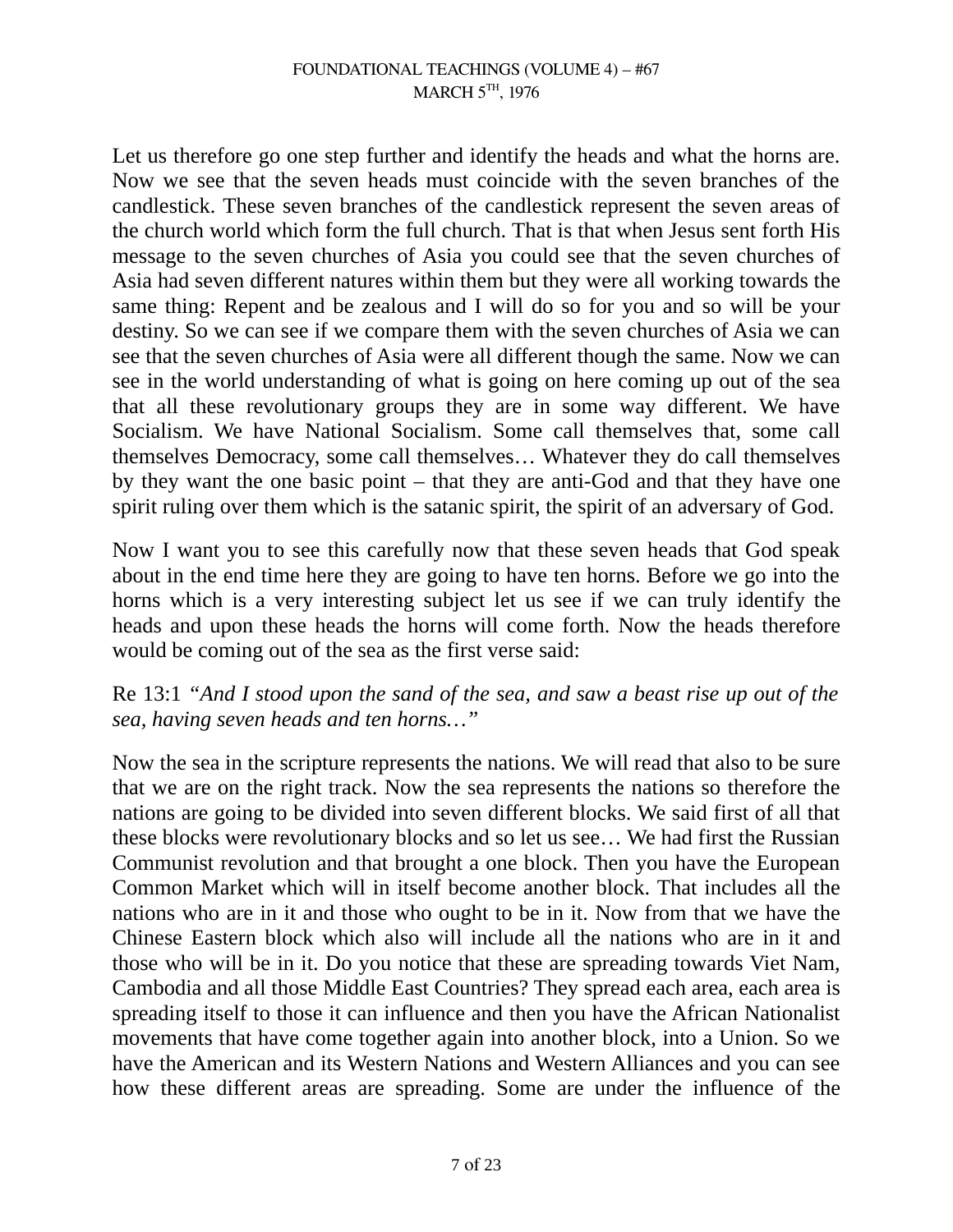Let us therefore go one step further and identify the heads and what the horns are. Now we see that the seven heads must coincide with the seven branches of the candlestick. These seven branches of the candlestick represent the seven areas of the church world which form the full church. That is that when Jesus sent forth His message to the seven churches of Asia you could see that the seven churches of Asia had seven different natures within them but they were all working towards the same thing: Repent and be zealous and I will do so for you and so will be your destiny. So we can see if we compare them with the seven churches of Asia we can see that the seven churches of Asia were all different though the same. Now we can see in the world understanding of what is going on here coming up out of the sea that all these revolutionary groups they are in some way different. We have Socialism. We have National Socialism. Some call themselves that, some call themselves Democracy, some call themselves… Whatever they do call themselves by they want the one basic point – that they are anti-God and that they have one spirit ruling over them which is the satanic spirit, the spirit of an adversary of God.

Now I want you to see this carefully now that these seven heads that God speak about in the end time here they are going to have ten horns. Before we go into the horns which is a very interesting subject let us see if we can truly identify the heads and upon these heads the horns will come forth. Now the heads therefore would be coming out of the sea as the first verse said:

Re 13:1 *"And I stood upon the sand of the sea, and saw a beast rise up out of the sea, having seven heads and ten horns…"*

Now the sea in the scripture represents the nations. We will read that also to be sure that we are on the right track. Now the sea represents the nations so therefore the nations are going to be divided into seven different blocks. We said first of all that these blocks were revolutionary blocks and so let us see… We had first the Russian Communist revolution and that brought a one block. Then you have the European Common Market which will in itself become another block. That includes all the nations who are in it and those who ought to be in it. Now from that we have the Chinese Eastern block which also will include all the nations who are in it and those who will be in it. Do you notice that these are spreading towards Viet Nam, Cambodia and all those Middle East Countries? They spread each area, each area is spreading itself to those it can influence and then you have the African Nationalist movements that have come together again into another block, into a Union. So we have the American and its Western Nations and Western Alliances and you can see how these different areas are spreading. Some are under the influence of the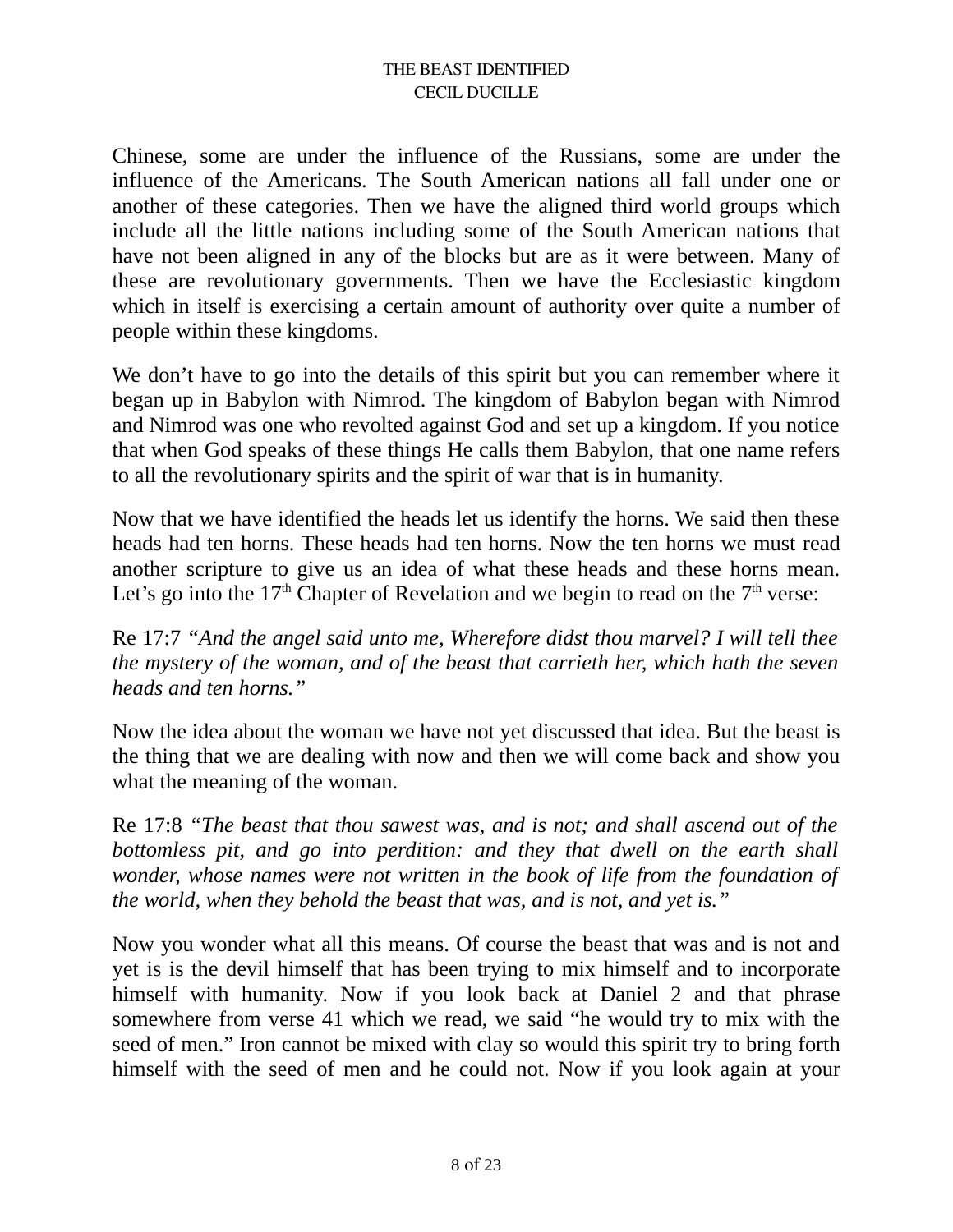Chinese, some are under the influence of the Russians, some are under the influence of the Americans. The South American nations all fall under one or another of these categories. Then we have the aligned third world groups which include all the little nations including some of the South American nations that have not been aligned in any of the blocks but are as it were between. Many of these are revolutionary governments. Then we have the Ecclesiastic kingdom which in itself is exercising a certain amount of authority over quite a number of people within these kingdoms.

We don't have to go into the details of this spirit but you can remember where it began up in Babylon with Nimrod. The kingdom of Babylon began with Nimrod and Nimrod was one who revolted against God and set up a kingdom. If you notice that when God speaks of these things He calls them Babylon, that one name refers to all the revolutionary spirits and the spirit of war that is in humanity.

Now that we have identified the heads let us identify the horns. We said then these heads had ten horns. These heads had ten horns. Now the ten horns we must read another scripture to give us an idea of what these heads and these horns mean. Let's go into the 17th Chapter of Revelation and we begin to read on the 7th verse:

Re 17:7 *"And the angel said unto me, Wherefore didst thou marvel? I will tell thee the mystery of the woman, and of the beast that carrieth her, which hath the seven heads and ten horns."*

Now the idea about the woman we have not yet discussed that idea. But the beast is the thing that we are dealing with now and then we will come back and show you what the meaning of the woman.

Re 17:8 *"The beast that thou sawest was, and is not; and shall ascend out of the bottomless pit, and go into perdition: and they that dwell on the earth shall wonder, whose names were not written in the book of life from the foundation of the world, when they behold the beast that was, and is not, and yet is."*

Now you wonder what all this means. Of course the beast that was and is not and yet is is the devil himself that has been trying to mix himself and to incorporate himself with humanity. Now if you look back at Daniel 2 and that phrase somewhere from verse 41 which we read, we said "he would try to mix with the seed of men." Iron cannot be mixed with clay so would this spirit try to bring forth himself with the seed of men and he could not. Now if you look again at your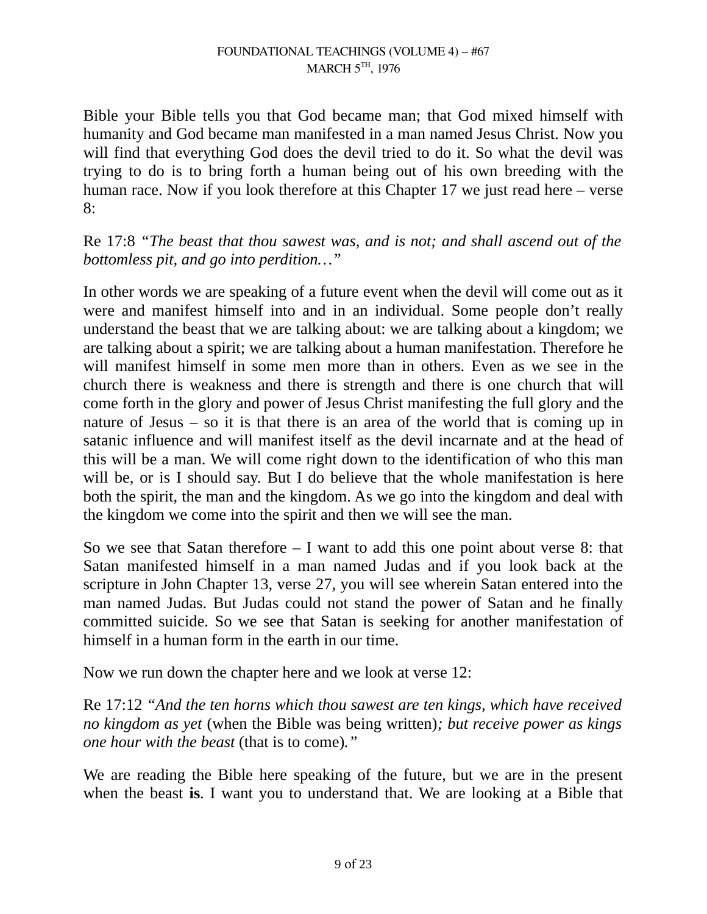Bible your Bible tells you that God became man; that God mixed himself with humanity and God became man manifested in a man named Jesus Christ. Now you will find that everything God does the devil tried to do it. So what the devil was trying to do is to bring forth a human being out of his own breeding with the human race. Now if you look therefore at this Chapter 17 we just read here – verse 8:

Re 17:8 *"The beast that thou sawest was, and is not; and shall ascend out of the bottomless pit, and go into perdition…"*

In other words we are speaking of a future event when the devil will come out as it were and manifest himself into and in an individual. Some people don't really understand the beast that we are talking about: we are talking about a kingdom; we are talking about a spirit; we are talking about a human manifestation. Therefore he will manifest himself in some men more than in others. Even as we see in the church there is weakness and there is strength and there is one church that will come forth in the glory and power of Jesus Christ manifesting the full glory and the nature of Jesus – so it is that there is an area of the world that is coming up in satanic influence and will manifest itself as the devil incarnate and at the head of this will be a man. We will come right down to the identification of who this man will be, or is I should say. But I do believe that the whole manifestation is here both the spirit, the man and the kingdom. As we go into the kingdom and deal with the kingdom we come into the spirit and then we will see the man.

So we see that Satan therefore – I want to add this one point about verse 8: that Satan manifested himself in a man named Judas and if you look back at the scripture in John Chapter 13, verse 27, you will see wherein Satan entered into the man named Judas. But Judas could not stand the power of Satan and he finally committed suicide. So we see that Satan is seeking for another manifestation of himself in a human form in the earth in our time.

Now we run down the chapter here and we look at verse 12:

Re 17:12 *"And the ten horns which thou sawest are ten kings, which have received no kingdom as yet* (when the Bible was being written)*; but receive power as kings one hour with the beast* (that is to come)*."*

We are reading the Bible here speaking of the future, but we are in the present when the beast **is**. I want you to understand that. We are looking at a Bible that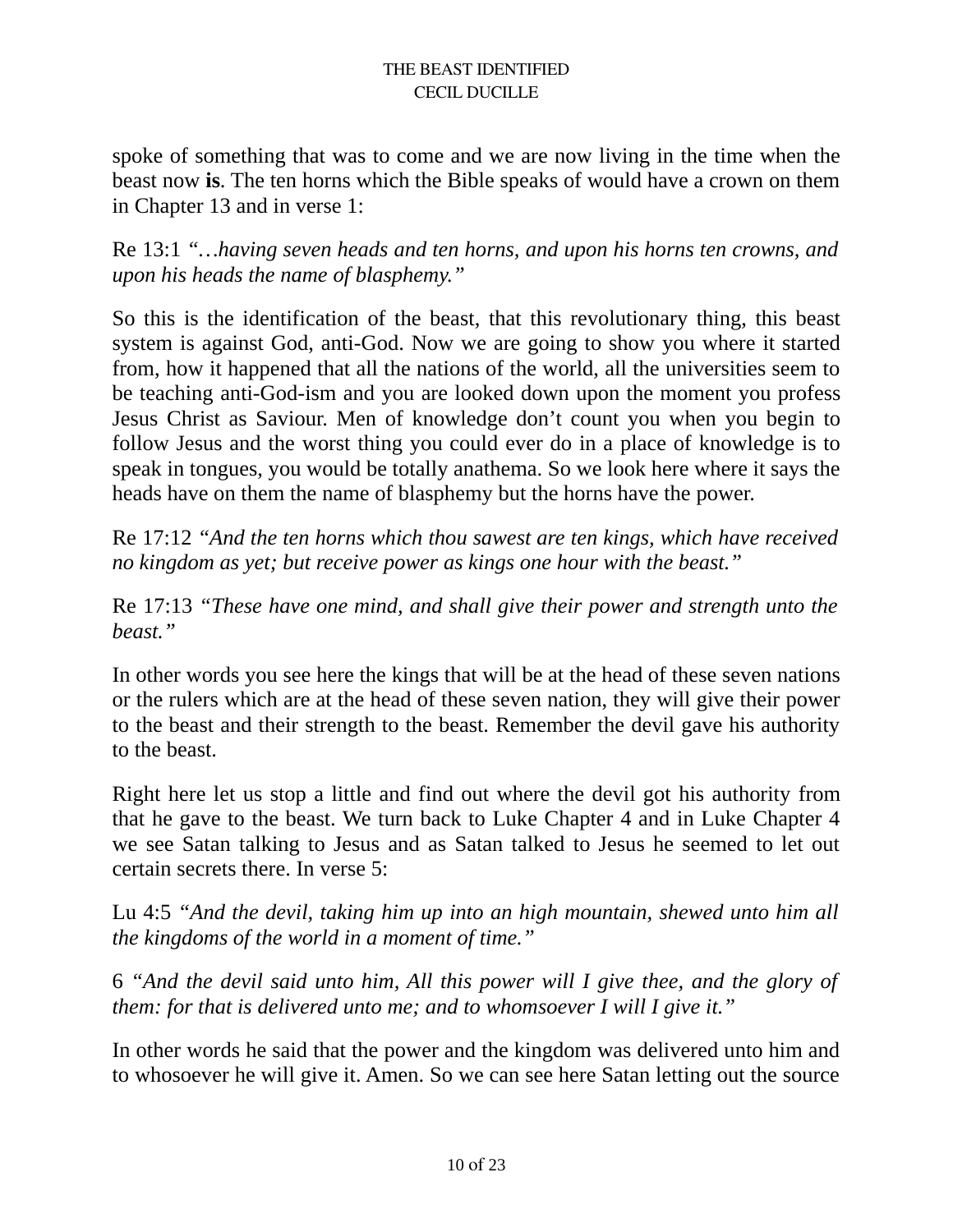spoke of something that was to come and we are now living in the time when the beast now **is**. The ten horns which the Bible speaks of would have a crown on them in Chapter 13 and in verse 1:

Re 13:1 *"…having seven heads and ten horns, and upon his horns ten crowns, and upon his heads the name of blasphemy."*

So this is the identification of the beast, that this revolutionary thing, this beast system is against God, anti-God. Now we are going to show you where it started from, how it happened that all the nations of the world, all the universities seem to be teaching anti-God-ism and you are looked down upon the moment you profess Jesus Christ as Saviour. Men of knowledge don't count you when you begin to follow Jesus and the worst thing you could ever do in a place of knowledge is to speak in tongues, you would be totally anathema. So we look here where it says the heads have on them the name of blasphemy but the horns have the power.

Re 17:12 *"And the ten horns which thou sawest are ten kings, which have received no kingdom as yet; but receive power as kings one hour with the beast."*

Re 17:13 *"These have one mind, and shall give their power and strength unto the beast."*

In other words you see here the kings that will be at the head of these seven nations or the rulers which are at the head of these seven nation, they will give their power to the beast and their strength to the beast. Remember the devil gave his authority to the beast.

Right here let us stop a little and find out where the devil got his authority from that he gave to the beast. We turn back to Luke Chapter 4 and in Luke Chapter 4 we see Satan talking to Jesus and as Satan talked to Jesus he seemed to let out certain secrets there. In verse 5:

Lu 4:5 *"And the devil, taking him up into an high mountain, shewed unto him all the kingdoms of the world in a moment of time."*

6 *"And the devil said unto him, All this power will I give thee, and the glory of them: for that is delivered unto me; and to whomsoever I will I give it."*

In other words he said that the power and the kingdom was delivered unto him and to whosoever he will give it. Amen. So we can see here Satan letting out the source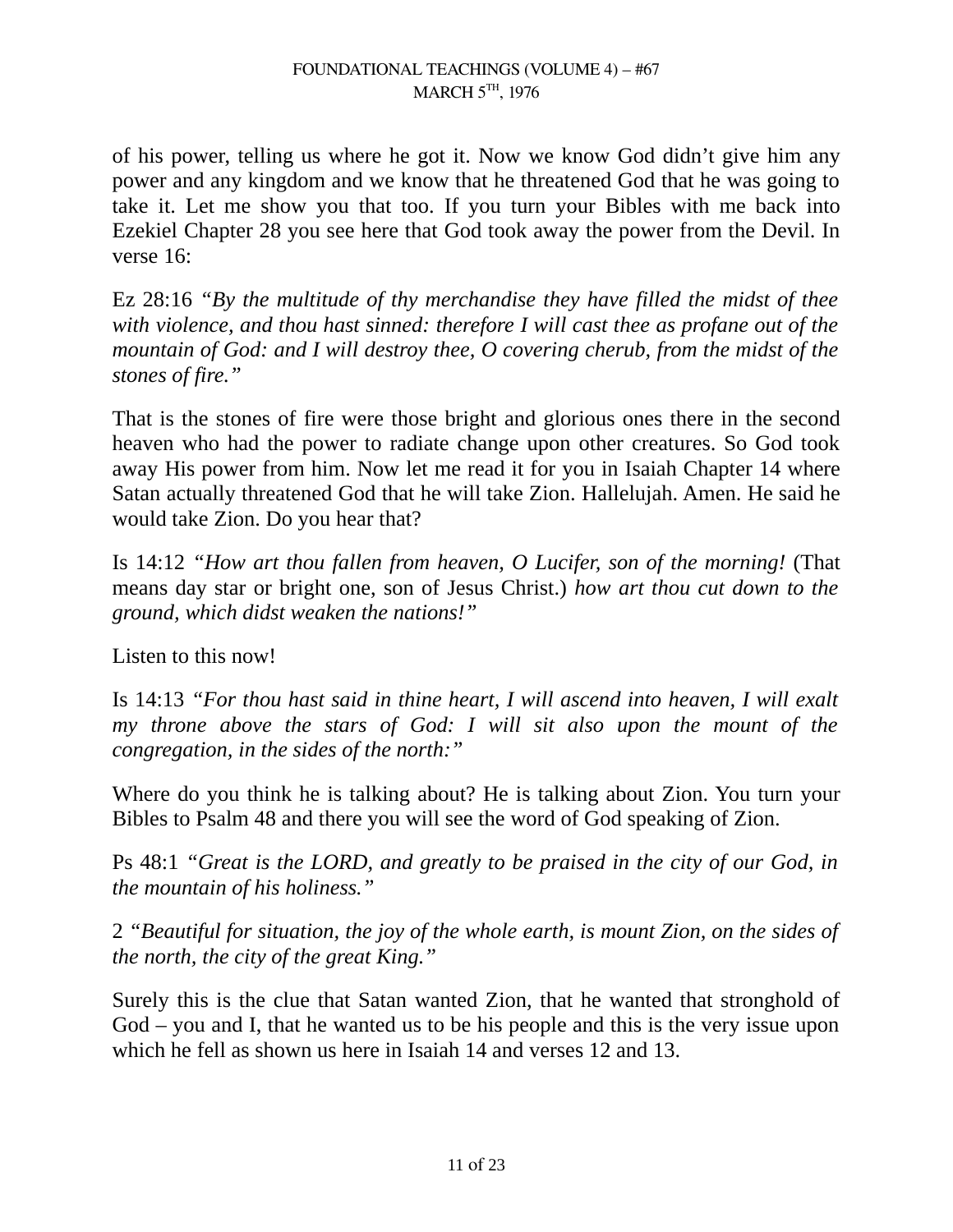of his power, telling us where he got it. Now we know God didn't give him any power and any kingdom and we know that he threatened God that he was going to take it. Let me show you that too. If you turn your Bibles with me back into Ezekiel Chapter 28 you see here that God took away the power from the Devil. In verse 16:

Ez 28:16 *"By the multitude of thy merchandise they have filled the midst of thee with violence, and thou hast sinned: therefore I will cast thee as profane out of the mountain of God: and I will destroy thee, O covering cherub, from the midst of the stones of fire."*

That is the stones of fire were those bright and glorious ones there in the second heaven who had the power to radiate change upon other creatures. So God took away His power from him. Now let me read it for you in Isaiah Chapter 14 where Satan actually threatened God that he will take Zion. Hallelujah. Amen. He said he would take Zion. Do you hear that?

Is 14:12 *"How art thou fallen from heaven, O Lucifer, son of the morning!* (That means day star or bright one, son of Jesus Christ.) *how art thou cut down to the ground, which didst weaken the nations!"*

Listen to this now!

Is 14:13 *"For thou hast said in thine heart, I will ascend into heaven, I will exalt my throne above the stars of God: I will sit also upon the mount of the congregation, in the sides of the north:"*

Where do you think he is talking about? He is talking about Zion. You turn your Bibles to Psalm 48 and there you will see the word of God speaking of Zion.

Ps 48:1 *"Great is the LORD, and greatly to be praised in the city of our God, in the mountain of his holiness."*

2 *"Beautiful for situation, the joy of the whole earth, is mount Zion, on the sides of the north, the city of the great King."*

Surely this is the clue that Satan wanted Zion, that he wanted that stronghold of God – you and I, that he wanted us to be his people and this is the very issue upon which he fell as shown us here in Isaiah 14 and verses 12 and 13.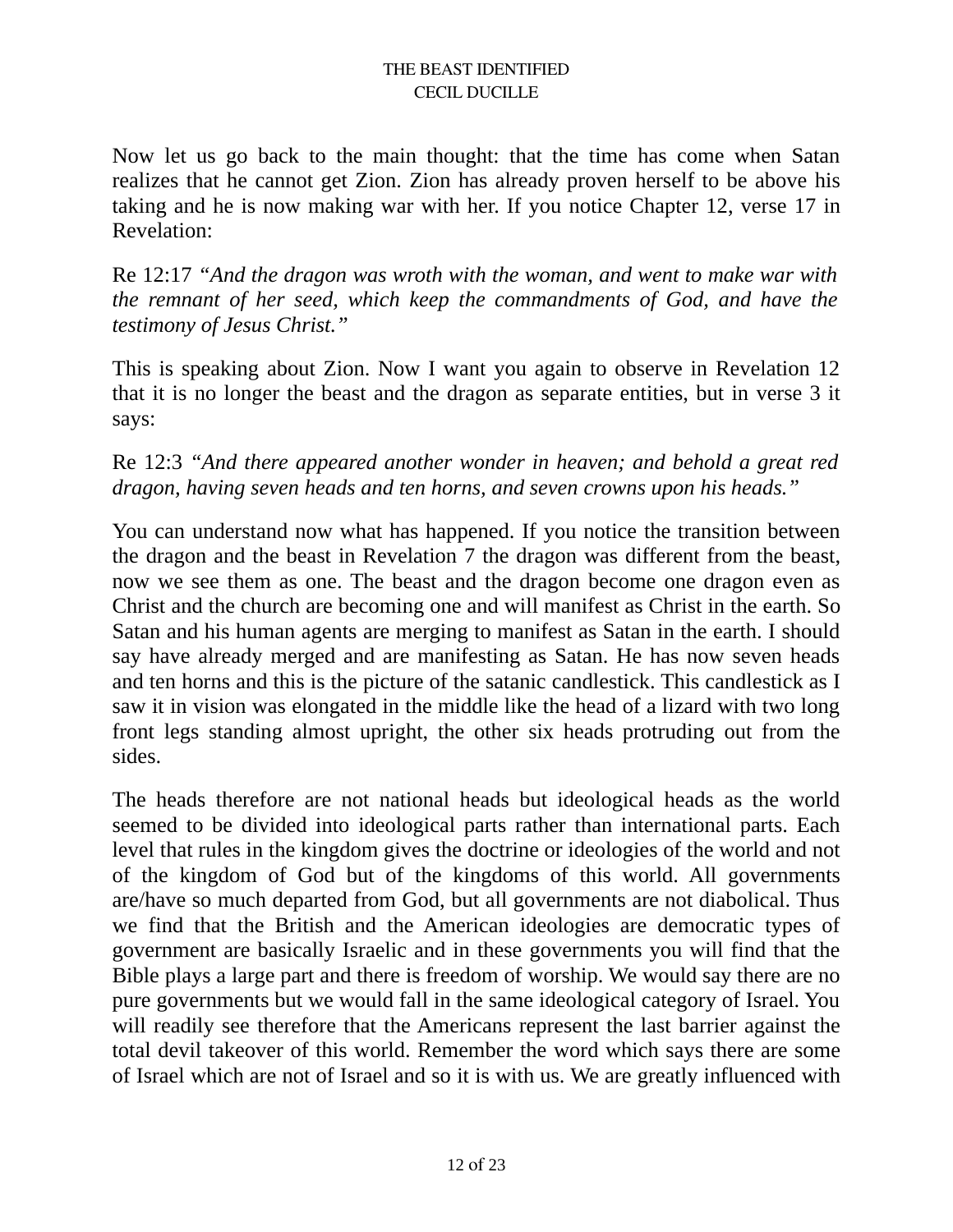Now let us go back to the main thought: that the time has come when Satan realizes that he cannot get Zion. Zion has already proven herself to be above his taking and he is now making war with her. If you notice Chapter 12, verse 17 in Revelation:

Re 12:17 *"And the dragon was wroth with the woman, and went to make war with the remnant of her seed, which keep the commandments of God, and have the testimony of Jesus Christ."*

This is speaking about Zion. Now I want you again to observe in Revelation 12 that it is no longer the beast and the dragon as separate entities, but in verse 3 it says:

Re 12:3 *"And there appeared another wonder in heaven; and behold a great red dragon, having seven heads and ten horns, and seven crowns upon his heads."*

You can understand now what has happened. If you notice the transition between the dragon and the beast in Revelation 7 the dragon was different from the beast, now we see them as one. The beast and the dragon become one dragon even as Christ and the church are becoming one and will manifest as Christ in the earth. So Satan and his human agents are merging to manifest as Satan in the earth. I should say have already merged and are manifesting as Satan. He has now seven heads and ten horns and this is the picture of the satanic candlestick. This candlestick as I saw it in vision was elongated in the middle like the head of a lizard with two long front legs standing almost upright, the other six heads protruding out from the sides.

The heads therefore are not national heads but ideological heads as the world seemed to be divided into ideological parts rather than international parts. Each level that rules in the kingdom gives the doctrine or ideologies of the world and not of the kingdom of God but of the kingdoms of this world. All governments are/have so much departed from God, but all governments are not diabolical. Thus we find that the British and the American ideologies are democratic types of government are basically Israelic and in these governments you will find that the Bible plays a large part and there is freedom of worship. We would say there are no pure governments but we would fall in the same ideological category of Israel. You will readily see therefore that the Americans represent the last barrier against the total devil takeover of this world. Remember the word which says there are some of Israel which are not of Israel and so it is with us. We are greatly influenced with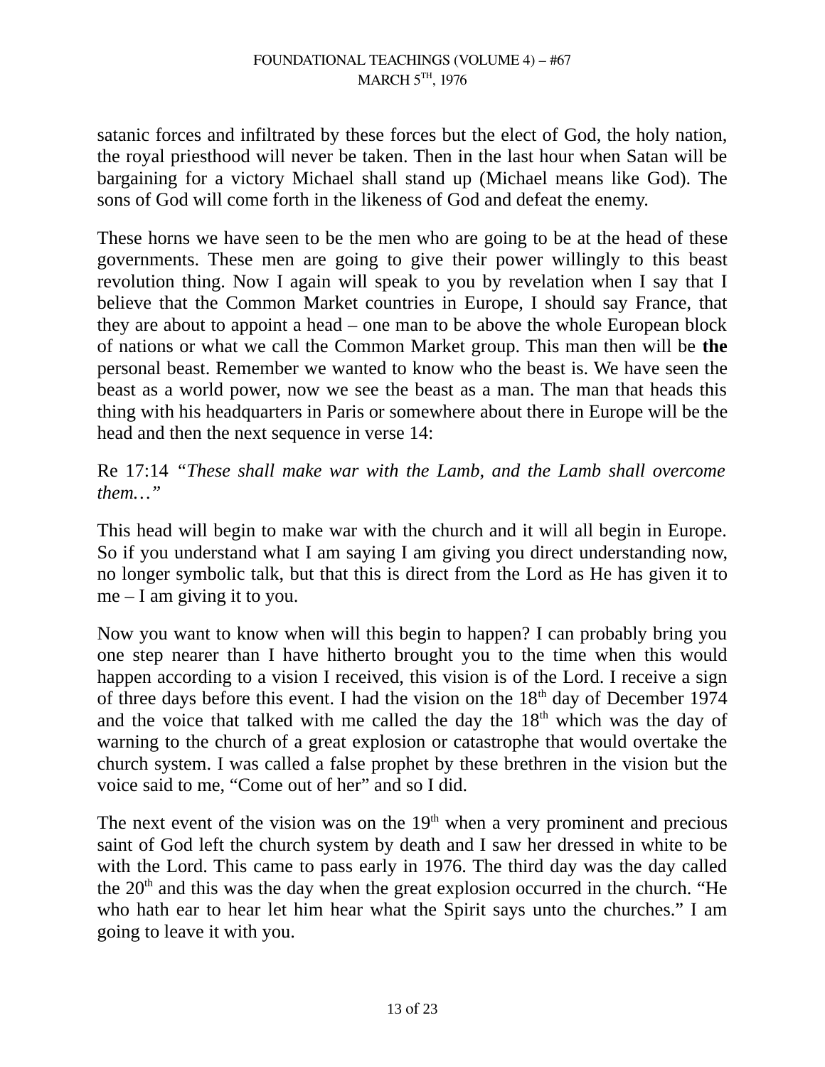satanic forces and infiltrated by these forces but the elect of God, the holy nation, the royal priesthood will never be taken. Then in the last hour when Satan will be bargaining for a victory Michael shall stand up (Michael means like God). The sons of God will come forth in the likeness of God and defeat the enemy.

These horns we have seen to be the men who are going to be at the head of these governments. These men are going to give their power willingly to this beast revolution thing. Now I again will speak to you by revelation when I say that I believe that the Common Market countries in Europe, I should say France, that they are about to appoint a head – one man to be above the whole European block of nations or what we call the Common Market group. This man then will be **the** personal beast. Remember we wanted to know who the beast is. We have seen the beast as a world power, now we see the beast as a man. The man that heads this thing with his headquarters in Paris or somewhere about there in Europe will be the head and then the next sequence in verse 14:

Re 17:14 *"These shall make war with the Lamb, and the Lamb shall overcome them…"*

This head will begin to make war with the church and it will all begin in Europe. So if you understand what I am saying I am giving you direct understanding now, no longer symbolic talk, but that this is direct from the Lord as He has given it to me – I am giving it to you.

Now you want to know when will this begin to happen? I can probably bring you one step nearer than I have hitherto brought you to the time when this would happen according to a vision I received, this vision is of the Lord. I receive a sign of three days before this event. I had the vision on the 18th day of December 1974 and the voice that talked with me called the day the 18th which was the day of warning to the church of a great explosion or catastrophe that would overtake the church system. I was called a false prophet by these brethren in the vision but the voice said to me, "Come out of her" and so I did.

The next event of the vision was on the 19th when a very prominent and precious saint of God left the church system by death and I saw her dressed in white to be with the Lord. This came to pass early in 1976. The third day was the day called the 20th and this was the day when the great explosion occurred in the church. "He who hath ear to hear let him hear what the Spirit says unto the churches." I am going to leave it with you.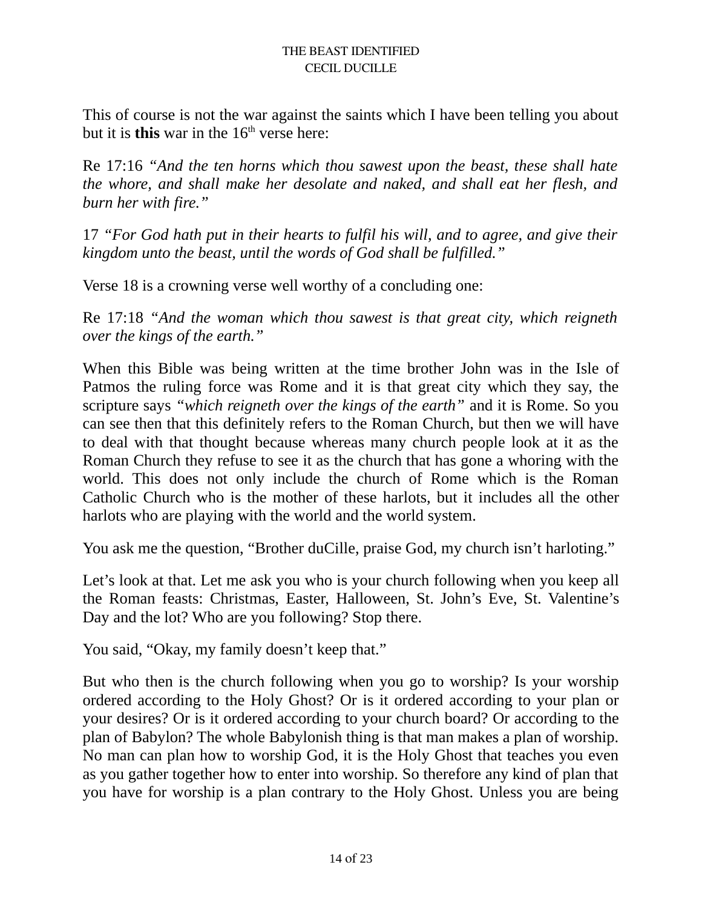This of course is not the war against the saints which I have been telling you about but it is **this** war in the 16th verse here:

Re 17:16 *"And the ten horns which thou sawest upon the beast, these shall hate the whore, and shall make her desolate and naked, and shall eat her flesh, and burn her with fire."*

17 *"For God hath put in their hearts to fulfil his will, and to agree, and give their kingdom unto the beast, until the words of God shall be fulfilled."*

Verse 18 is a crowning verse well worthy of a concluding one:

Re 17:18 *"And the woman which thou sawest is that great city, which reigneth over the kings of the earth."*

When this Bible was being written at the time brother John was in the Isle of Patmos the ruling force was Rome and it is that great city which they say, the scripture says *"which reigneth over the kings of the earth"* and it is Rome. So you can see then that this definitely refers to the Roman Church, but then we will have to deal with that thought because whereas many church people look at it as the Roman Church they refuse to see it as the church that has gone a whoring with the world. This does not only include the church of Rome which is the Roman Catholic Church who is the mother of these harlots, but it includes all the other harlots who are playing with the world and the world system.

You ask me the question, "Brother duCille, praise God, my church isn't harloting."

Let's look at that. Let me ask you who is your church following when you keep all the Roman feasts: Christmas, Easter, Halloween, St. John's Eve, St. Valentine's Day and the lot? Who are you following? Stop there.

You said, "Okay, my family doesn't keep that."

But who then is the church following when you go to worship? Is your worship ordered according to the Holy Ghost? Or is it ordered according to your plan or your desires? Or is it ordered according to your church board? Or according to the plan of Babylon? The whole Babylonish thing is that man makes a plan of worship. No man can plan how to worship God, it is the Holy Ghost that teaches you even as you gather together how to enter into worship. So therefore any kind of plan that you have for worship is a plan contrary to the Holy Ghost. Unless you are being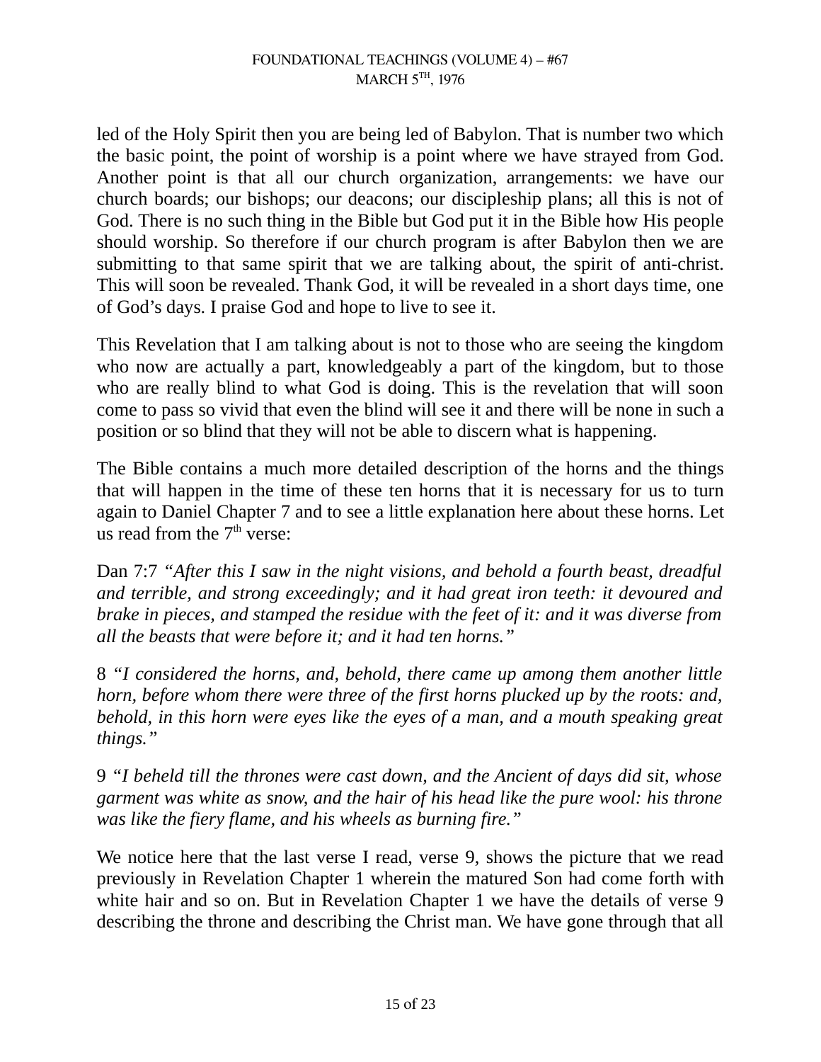led of the Holy Spirit then you are being led of Babylon. That is number two which the basic point, the point of worship is a point where we have strayed from God. Another point is that all our church organization, arrangements: we have our church boards; our bishops; our deacons; our discipleship plans; all this is not of God. There is no such thing in the Bible but God put it in the Bible how His people should worship. So therefore if our church program is after Babylon then we are submitting to that same spirit that we are talking about, the spirit of anti-christ. This will soon be revealed. Thank God, it will be revealed in a short days time, one of God's days. I praise God and hope to live to see it.

This Revelation that I am talking about is not to those who are seeing the kingdom who now are actually a part, knowledgeably a part of the kingdom, but to those who are really blind to what God is doing. This is the revelation that will soon come to pass so vivid that even the blind will see it and there will be none in such a position or so blind that they will not be able to discern what is happening.

The Bible contains a much more detailed description of the horns and the things that will happen in the time of these ten horns that it is necessary for us to turn again to Daniel Chapter 7 and to see a little explanation here about these horns. Let us read from the 7th verse:

Dan 7:7 *"After this I saw in the night visions, and behold a fourth beast, dreadful and terrible, and strong exceedingly; and it had great iron teeth: it devoured and brake in pieces, and stamped the residue with the feet of it: and it was diverse from all the beasts that were before it; and it had ten horns."*

8 *"I considered the horns, and, behold, there came up among them another little horn, before whom there were three of the first horns plucked up by the roots: and, behold, in this horn were eyes like the eyes of a man, and a mouth speaking great things."*

9 *"I beheld till the thrones were cast down, and the Ancient of days did sit, whose garment was white as snow, and the hair of his head like the pure wool: his throne was like the fiery flame, and his wheels as burning fire."*

We notice here that the last verse I read, verse 9, shows the picture that we read previously in Revelation Chapter 1 wherein the matured Son had come forth with white hair and so on. But in Revelation Chapter 1 we have the details of verse 9 describing the throne and describing the Christ man. We have gone through that all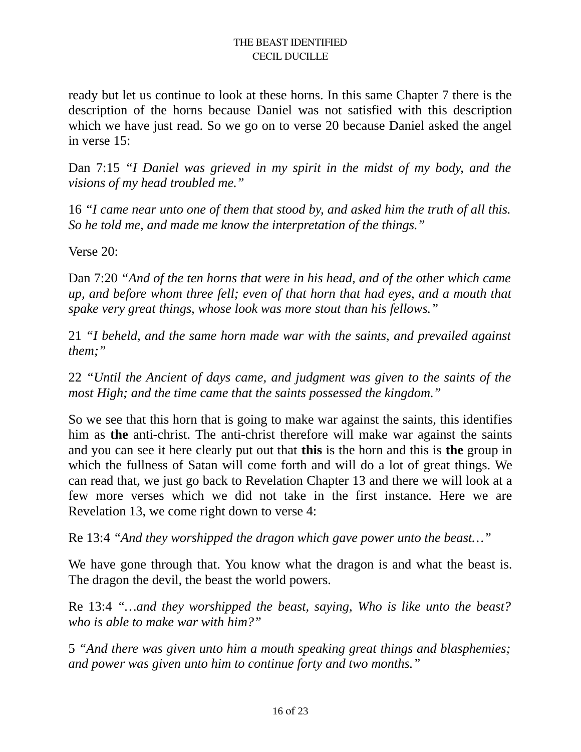ready but let us continue to look at these horns. In this same Chapter 7 there is the description of the horns because Daniel was not satisfied with this description which we have just read. So we go on to verse 20 because Daniel asked the angel in verse 15:

Dan 7:15 *"I Daniel was grieved in my spirit in the midst of my body, and the visions of my head troubled me."*

16 *"I came near unto one of them that stood by, and asked him the truth of all this. So he told me, and made me know the interpretation of the things."*

Verse 20:

Dan 7:20 *"And of the ten horns that were in his head, and of the other which came up, and before whom three fell; even of that horn that had eyes, and a mouth that spake very great things, whose look was more stout than his fellows."*

21 *"I beheld, and the same horn made war with the saints, and prevailed against them;"*

22 *"Until the Ancient of days came, and judgment was given to the saints of the most High; and the time came that the saints possessed the kingdom."*

So we see that this horn that is going to make war against the saints, this identifies him as **the** anti-christ. The anti-christ therefore will make war against the saints and you can see it here clearly put out that **this** is the horn and this is **the** group in which the fullness of Satan will come forth and will do a lot of great things. We can read that, we just go back to Revelation Chapter 13 and there we will look at a few more verses which we did not take in the first instance. Here we are Revelation 13, we come right down to verse 4:

Re 13:4 *"And they worshipped the dragon which gave power unto the beast…"*

We have gone through that. You know what the dragon is and what the beast is. The dragon the devil, the beast the world powers.

Re 13:4 *"…and they worshipped the beast, saying, Who is like unto the beast? who is able to make war with him?"*

5 *"And there was given unto him a mouth speaking great things and blasphemies; and power was given unto him to continue forty and two months."*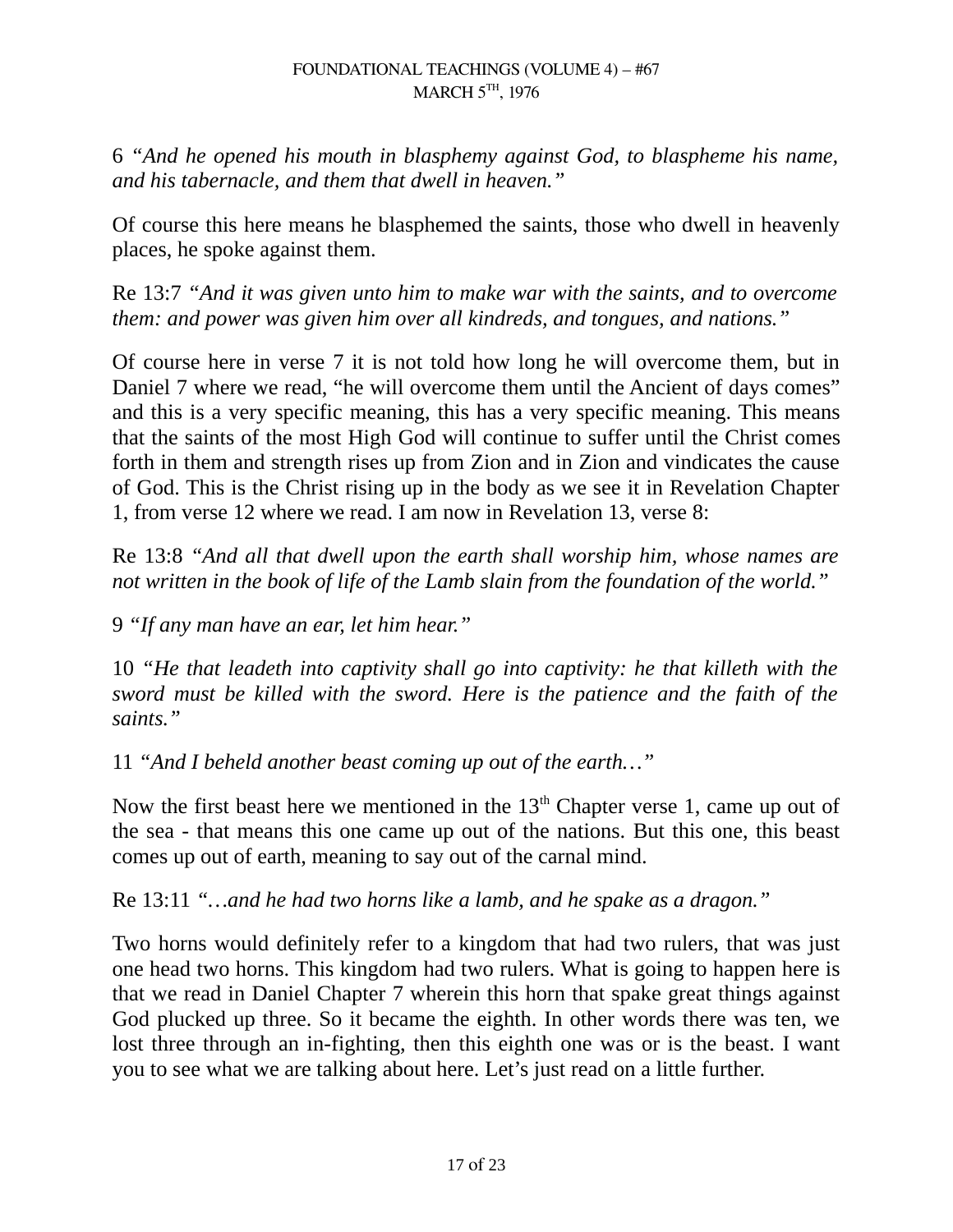6 *"And he opened his mouth in blasphemy against God, to blaspheme his name, and his tabernacle, and them that dwell in heaven."*

Of course this here means he blasphemed the saints, those who dwell in heavenly places, he spoke against them.

Re 13:7 *"And it was given unto him to make war with the saints, and to overcome them: and power was given him over all kindreds, and tongues, and nations."*

Of course here in verse 7 it is not told how long he will overcome them, but in Daniel 7 where we read, "he will overcome them until the Ancient of days comes" and this is a very specific meaning, this has a very specific meaning. This means that the saints of the most High God will continue to suffer until the Christ comes forth in them and strength rises up from Zion and in Zion and vindicates the cause of God. This is the Christ rising up in the body as we see it in Revelation Chapter 1, from verse 12 where we read. I am now in Revelation 13, verse 8:

Re 13:8 *"And all that dwell upon the earth shall worship him, whose names are not written in the book of life of the Lamb slain from the foundation of the world."*

9 *"If any man have an ear, let him hear."*

10 *"He that leadeth into captivity shall go into captivity: he that killeth with the sword must be killed with the sword. Here is the patience and the faith of the saints."*

11 *"And I beheld another beast coming up out of the earth…"*

Now the first beast here we mentioned in the 13th Chapter verse 1, came up out of the sea - that means this one came up out of the nations. But this one, this beast comes up out of earth, meaning to say out of the carnal mind.

Re 13:11 *"…and he had two horns like a lamb, and he spake as a dragon."*

Two horns would definitely refer to a kingdom that had two rulers, that was just one head two horns. This kingdom had two rulers. What is going to happen here is that we read in Daniel Chapter 7 wherein this horn that spake great things against God plucked up three. So it became the eighth. In other words there was ten, we lost three through an in-fighting, then this eighth one was or is the beast. I want you to see what we are talking about here. Let's just read on a little further.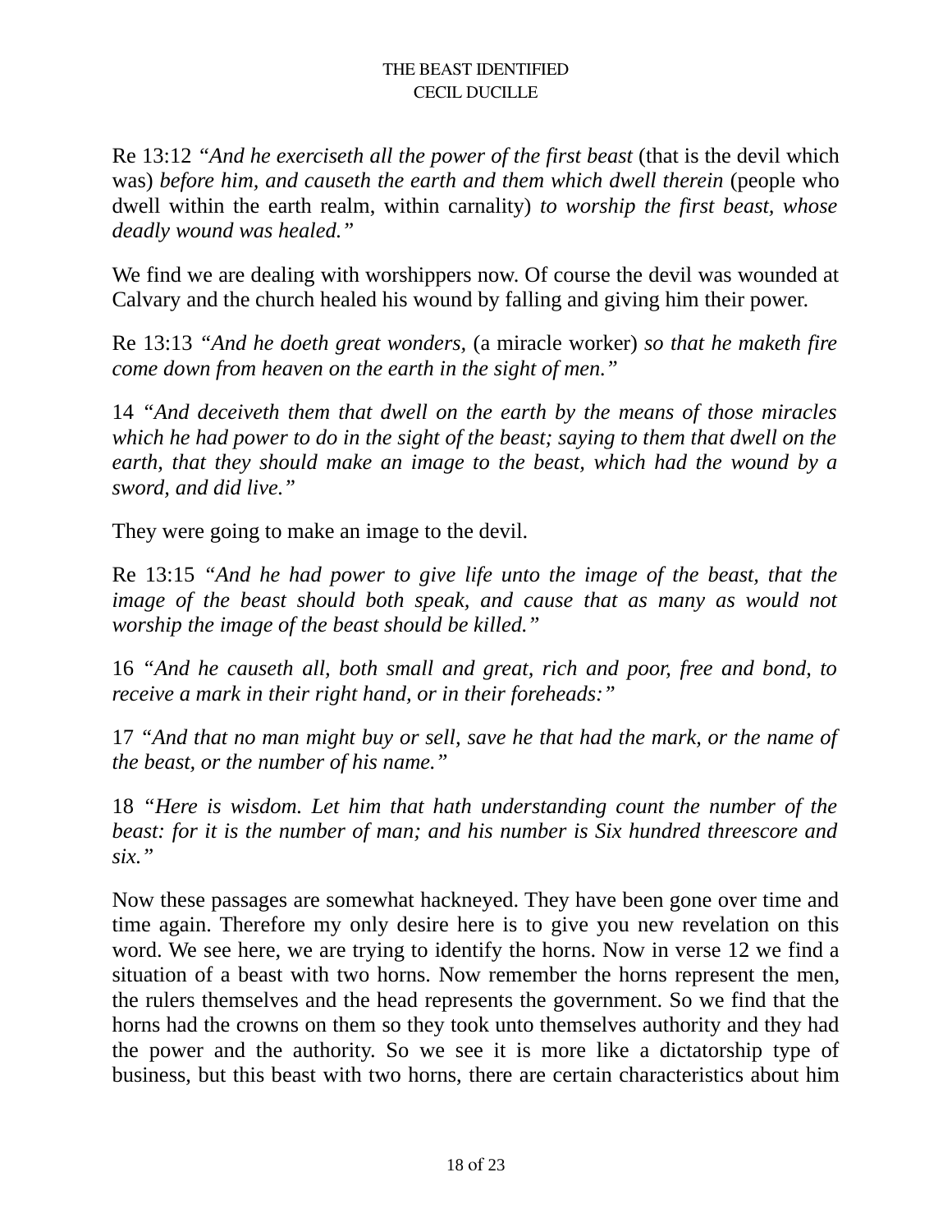Re 13:12 *"And he exerciseth all the power of the first beast* (that is the devil which was) *before him, and causeth the earth and them which dwell therein* (people who dwell within the earth realm, within carnality) *to worship the first beast, whose deadly wound was healed."*

We find we are dealing with worshippers now. Of course the devil was wounded at Calvary and the church healed his wound by falling and giving him their power.

Re 13:13 *"And he doeth great wonders,* (a miracle worker) *so that he maketh fire come down from heaven on the earth in the sight of men."*

14 *"And deceiveth them that dwell on the earth by the means of those miracles which he had power to do in the sight of the beast; saying to them that dwell on the earth, that they should make an image to the beast, which had the wound by a sword, and did live."*

They were going to make an image to the devil.

Re 13:15 *"And he had power to give life unto the image of the beast, that the image of the beast should both speak, and cause that as many as would not worship the image of the beast should be killed."*

16 *"And he causeth all, both small and great, rich and poor, free and bond, to receive a mark in their right hand, or in their foreheads:"*

17 *"And that no man might buy or sell, save he that had the mark, or the name of the beast, or the number of his name."*

18 *"Here is wisdom. Let him that hath understanding count the number of the beast: for it is the number of man; and his number is Six hundred threescore and six."*

Now these passages are somewhat hackneyed. They have been gone over time and time again. Therefore my only desire here is to give you new revelation on this word. We see here, we are trying to identify the horns. Now in verse 12 we find a situation of a beast with two horns. Now remember the horns represent the men, the rulers themselves and the head represents the government. So we find that the horns had the crowns on them so they took unto themselves authority and they had the power and the authority. So we see it is more like a dictatorship type of business, but this beast with two horns, there are certain characteristics about him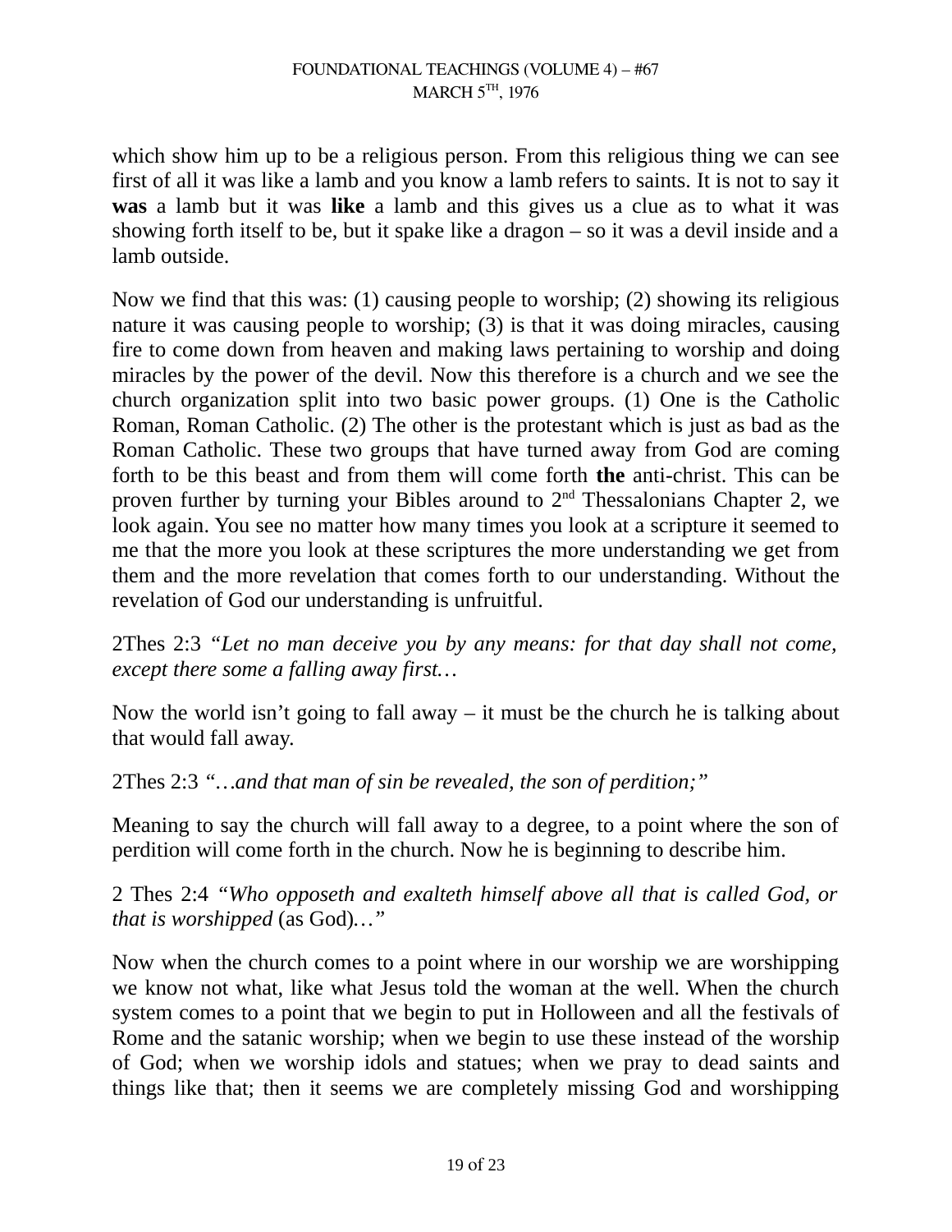which show him up to be a religious person. From this religious thing we can see first of all it was like a lamb and you know a lamb refers to saints. It is not to say it **was** a lamb but it was **like** a lamb and this gives us a clue as to what it was showing forth itself to be, but it spake like a dragon – so it was a devil inside and a lamb outside.

Now we find that this was: (1) causing people to worship; (2) showing its religious nature it was causing people to worship; (3) is that it was doing miracles, causing fire to come down from heaven and making laws pertaining to worship and doing miracles by the power of the devil. Now this therefore is a church and we see the church organization split into two basic power groups. (1) One is the Catholic Roman, Roman Catholic. (2) The other is the protestant which is just as bad as the Roman Catholic. These two groups that have turned away from God are coming forth to be this beast and from them will come forth **the** anti-christ. This can be proven further by turning your Bibles around to 2nd Thessalonians Chapter 2, we look again. You see no matter how many times you look at a scripture it seemed to me that the more you look at these scriptures the more understanding we get from them and the more revelation that comes forth to our understanding. Without the revelation of God our understanding is unfruitful.

2Thes 2:3 *"Let no man deceive you by any means: for that day shall not come, except there some a falling away first…*

Now the world isn't going to fall away – it must be the church he is talking about that would fall away.

2Thes 2:3 *"…and that man of sin be revealed, the son of perdition;"*

Meaning to say the church will fall away to a degree, to a point where the son of perdition will come forth in the church. Now he is beginning to describe him.

2 Thes 2:4 *"Who opposeth and exalteth himself above all that is called God, or that is worshipped* (as God)*…"*

Now when the church comes to a point where in our worship we are worshipping we know not what, like what Jesus told the woman at the well. When the church system comes to a point that we begin to put in Holloween and all the festivals of Rome and the satanic worship; when we begin to use these instead of the worship of God; when we worship idols and statues; when we pray to dead saints and things like that; then it seems we are completely missing God and worshipping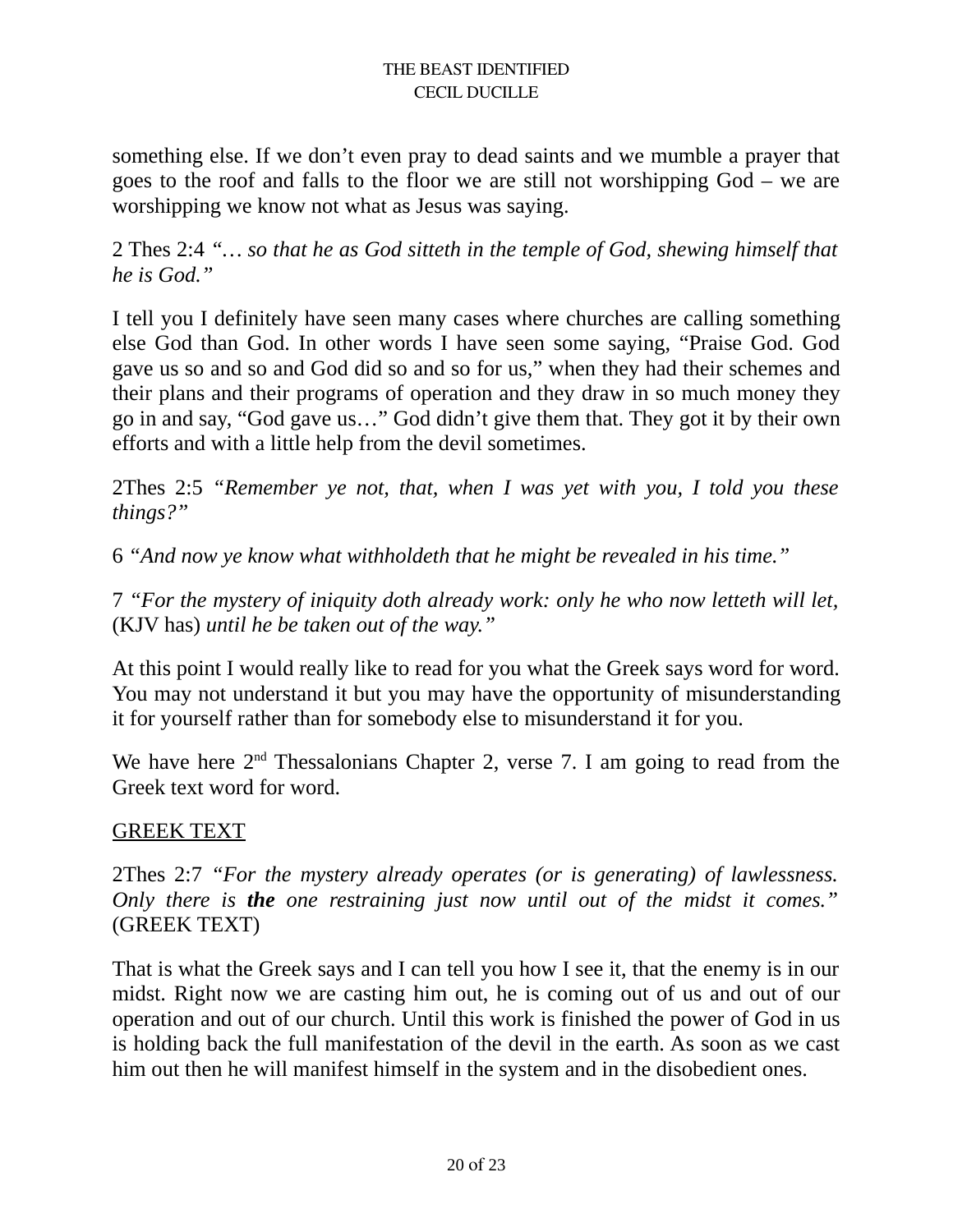something else. If we don't even pray to dead saints and we mumble a prayer that goes to the roof and falls to the floor we are still not worshipping God – we are worshipping we know not what as Jesus was saying.

2 Thes 2:4 *"… so that he as God sitteth in the temple of God, shewing himself that he is God."*

I tell you I definitely have seen many cases where churches are calling something else God than God. In other words I have seen some saying, "Praise God. God gave us so and so and God did so and so for us," when they had their schemes and their plans and their programs of operation and they draw in so much money they go in and say, "God gave us…" God didn't give them that. They got it by their own efforts and with a little help from the devil sometimes.

2Thes 2:5 *"Remember ye not, that, when I was yet with you, I told you these things?"*

6 *"And now ye know what withholdeth that he might be revealed in his time."*

7 *"For the mystery of iniquity doth already work: only he who now letteth will let,* (KJV has) *until he be taken out of the way."*

At this point I would really like to read for you what the Greek says word for word. You may not understand it but you may have the opportunity of misunderstanding it for yourself rather than for somebody else to misunderstand it for you.

We have here 2nd Thessalonians Chapter 2, verse 7. I am going to read from the Greek text word for word.

<u>GREEK TEXT</u>

2Thes 2:7 *"For the mystery already operates (or is generating) of lawlessness. Only there is **the** one restraining just now until out of the midst it comes."* (GREEK TEXT)

That is what the Greek says and I can tell you how I see it, that the enemy is in our midst. Right now we are casting him out, he is coming out of us and out of our operation and out of our church. Until this work is finished the power of God in us is holding back the full manifestation of the devil in the earth. As soon as we cast him out then he will manifest himself in the system and in the disobedient ones.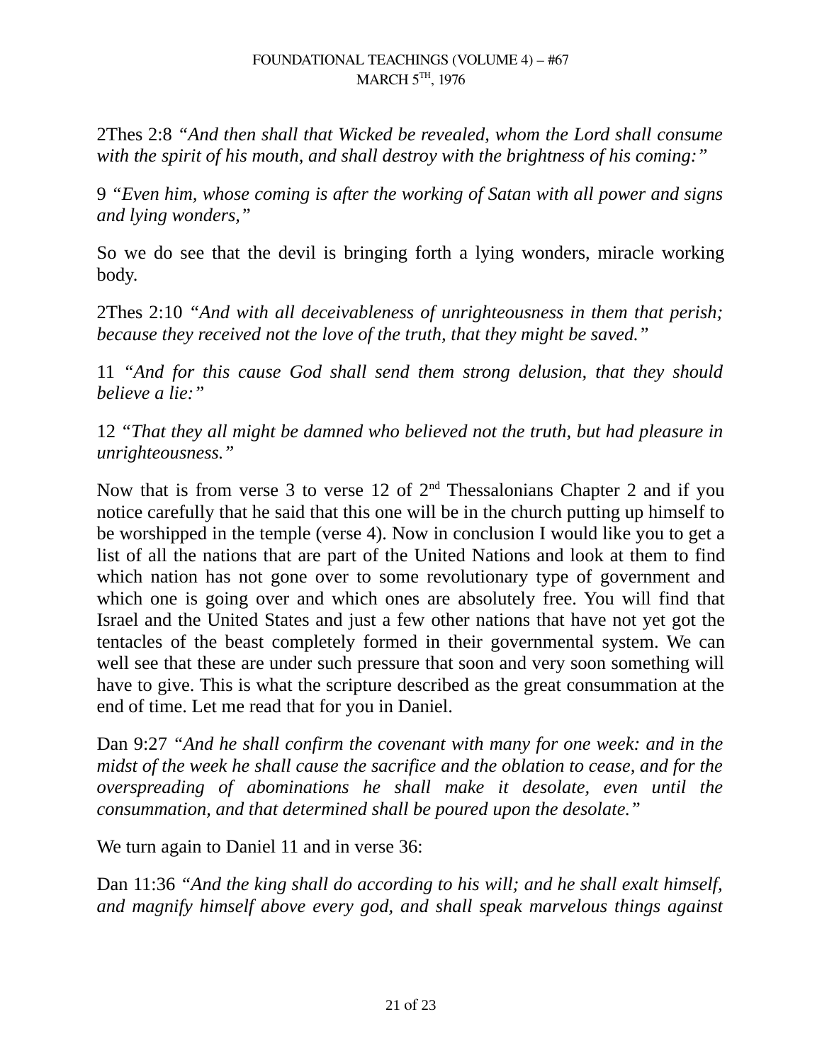2Thes 2:8 *"And then shall that Wicked be revealed, whom the Lord shall consume with the spirit of his mouth, and shall destroy with the brightness of his coming:"*

9 *"Even him, whose coming is after the working of Satan with all power and signs and lying wonders,"*

So we do see that the devil is bringing forth a lying wonders, miracle working body.

2Thes 2:10 *"And with all deceivableness of unrighteousness in them that perish; because they received not the love of the truth, that they might be saved."*

11 *"And for this cause God shall send them strong delusion, that they should believe a lie:"*

12 *"That they all might be damned who believed not the truth, but had pleasure in unrighteousness."*

Now that is from verse 3 to verse 12 of 2nd Thessalonians Chapter 2 and if you notice carefully that he said that this one will be in the church putting up himself to be worshipped in the temple (verse 4). Now in conclusion I would like you to get a list of all the nations that are part of the United Nations and look at them to find which nation has not gone over to some revolutionary type of government and which one is going over and which ones are absolutely free. You will find that Israel and the United States and just a few other nations that have not yet got the tentacles of the beast completely formed in their governmental system. We can well see that these are under such pressure that soon and very soon something will have to give. This is what the scripture described as the great consummation at the end of time. Let me read that for you in Daniel.

Dan 9:27 *"And he shall confirm the covenant with many for one week: and in the midst of the week he shall cause the sacrifice and the oblation to cease, and for the overspreading of abominations he shall make it desolate, even until the consummation, and that determined shall be poured upon the desolate."*

We turn again to Daniel 11 and in verse 36:

Dan 11:36 *"And the king shall do according to his will; and he shall exalt himself, and magnify himself above every god, and shall speak marvelous things against*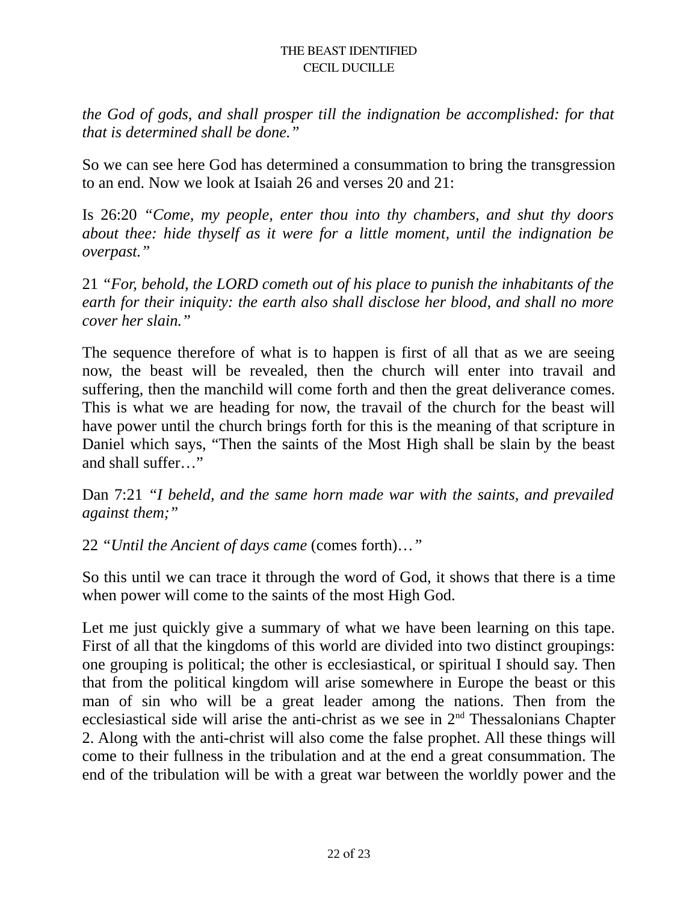*the God of gods, and shall prosper till the indignation be accomplished: for that that is determined shall be done."*

So we can see here God has determined a consummation to bring the transgression to an end. Now we look at Isaiah 26 and verses 20 and 21:

Is 26:20 *"Come, my people, enter thou into thy chambers, and shut thy doors about thee: hide thyself as it were for a little moment, until the indignation be overpast."*

21 *"For, behold, the LORD cometh out of his place to punish the inhabitants of the earth for their iniquity: the earth also shall disclose her blood, and shall no more cover her slain."*

The sequence therefore of what is to happen is first of all that as we are seeing now, the beast will be revealed, then the church will enter into travail and suffering, then the manchild will come forth and then the great deliverance comes. This is what we are heading for now, the travail of the church for the beast will have power until the church brings forth for this is the meaning of that scripture in Daniel which says, "Then the saints of the Most High shall be slain by the beast and shall suffer…"

Dan 7:21 *"I beheld, and the same horn made war with the saints, and prevailed against them;"*

22 *"Until the Ancient of days came* (comes forth)*…"*

So this until we can trace it through the word of God, it shows that there is a time when power will come to the saints of the most High God.

Let me just quickly give a summary of what we have been learning on this tape. First of all that the kingdoms of this world are divided into two distinct groupings: one grouping is political; the other is ecclesiastical, or spiritual I should say. Then that from the political kingdom will arise somewhere in Europe the beast or this man of sin who will be a great leader among the nations. Then from the ecclesiastical side will arise the anti-christ as we see in 2nd Thessalonians Chapter 2. Along with the anti-christ will also come the false prophet. All these things will come to their fullness in the tribulation and at the end a great consummation. The end of the tribulation will be with a great war between the worldly power and the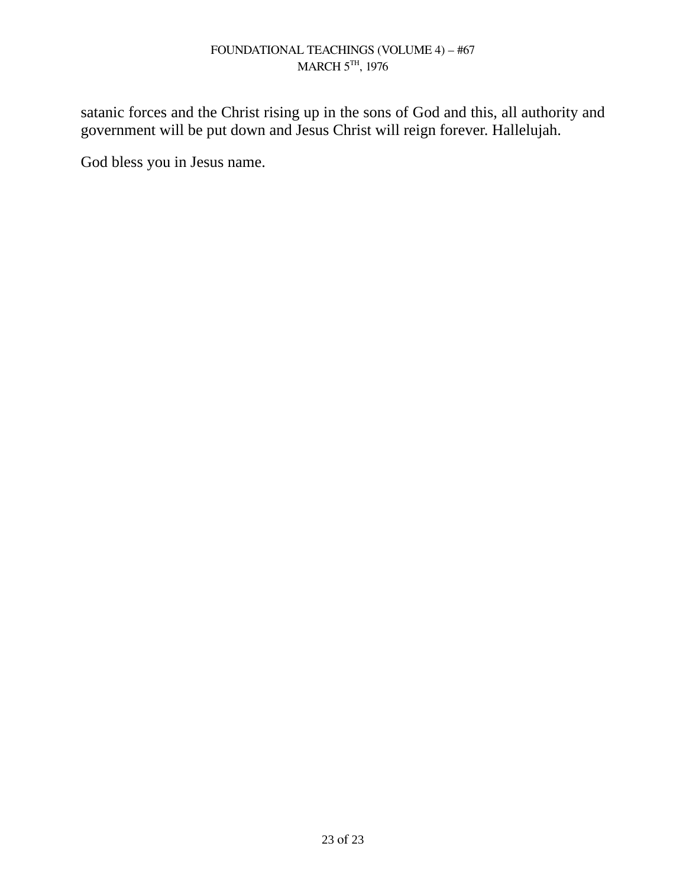satanic forces and the Christ rising up in the sons of God and this, all authority and government will be put down and Jesus Christ will reign forever. Hallelujah.

God bless you in Jesus name.